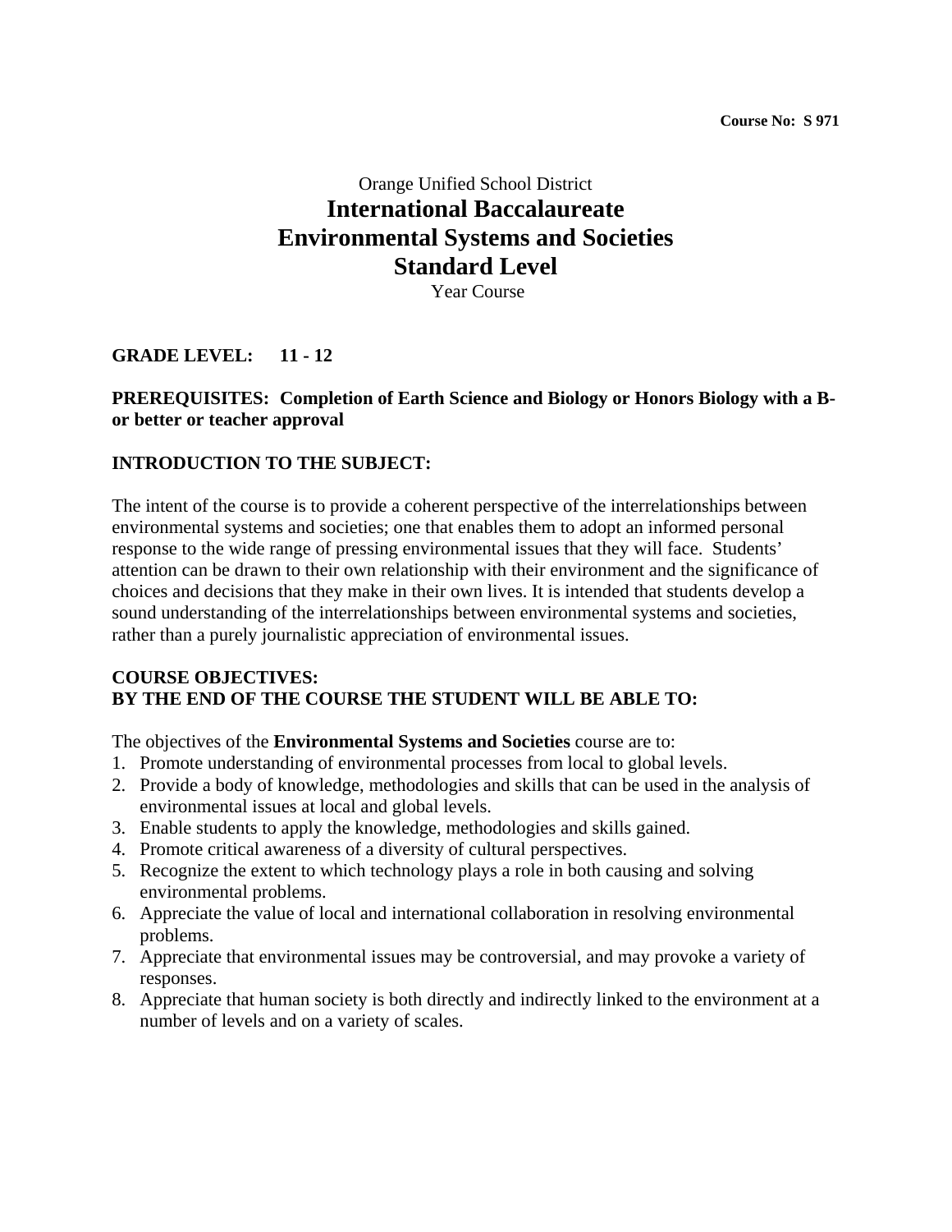**Course No: S 971**

Orange Unified School District

# International Baccalaureate
# Environmental Systems and Societies
# Standard Level

Year Course

**GRADE LEVEL: 11 - 12**

**PREREQUISITES: Completion of Earth Science and Biology or Honors Biology with a B- or better or teacher approval**

## INTRODUCTION TO THE SUBJECT:

The intent of the course is to provide a coherent perspective of the interrelationships between environmental systems and societies; one that enables them to adopt an informed personal response to the wide range of pressing environmental issues that they will face. Students' attention can be drawn to their own relationship with their environment and the significance of choices and decisions that they make in their own lives. It is intended that students develop a sound understanding of the interrelationships between environmental systems and societies, rather than a purely journalistic appreciation of environmental issues.

## COURSE OBJECTIVES:
## BY THE END OF THE COURSE THE STUDENT WILL BE ABLE TO:

The objectives of the **Environmental Systems and Societies** course are to:

1. Promote understanding of environmental processes from local to global levels.
2. Provide a body of knowledge, methodologies and skills that can be used in the analysis of environmental issues at local and global levels.
3. Enable students to apply the knowledge, methodologies and skills gained.
4. Promote critical awareness of a diversity of cultural perspectives.
5. Recognize the extent to which technology plays a role in both causing and solving environmental problems.
6. Appreciate the value of local and international collaboration in resolving environmental problems.
7. Appreciate that environmental issues may be controversial, and may provoke a variety of responses.
8. Appreciate that human society is both directly and indirectly linked to the environment at a number of levels and on a variety of scales.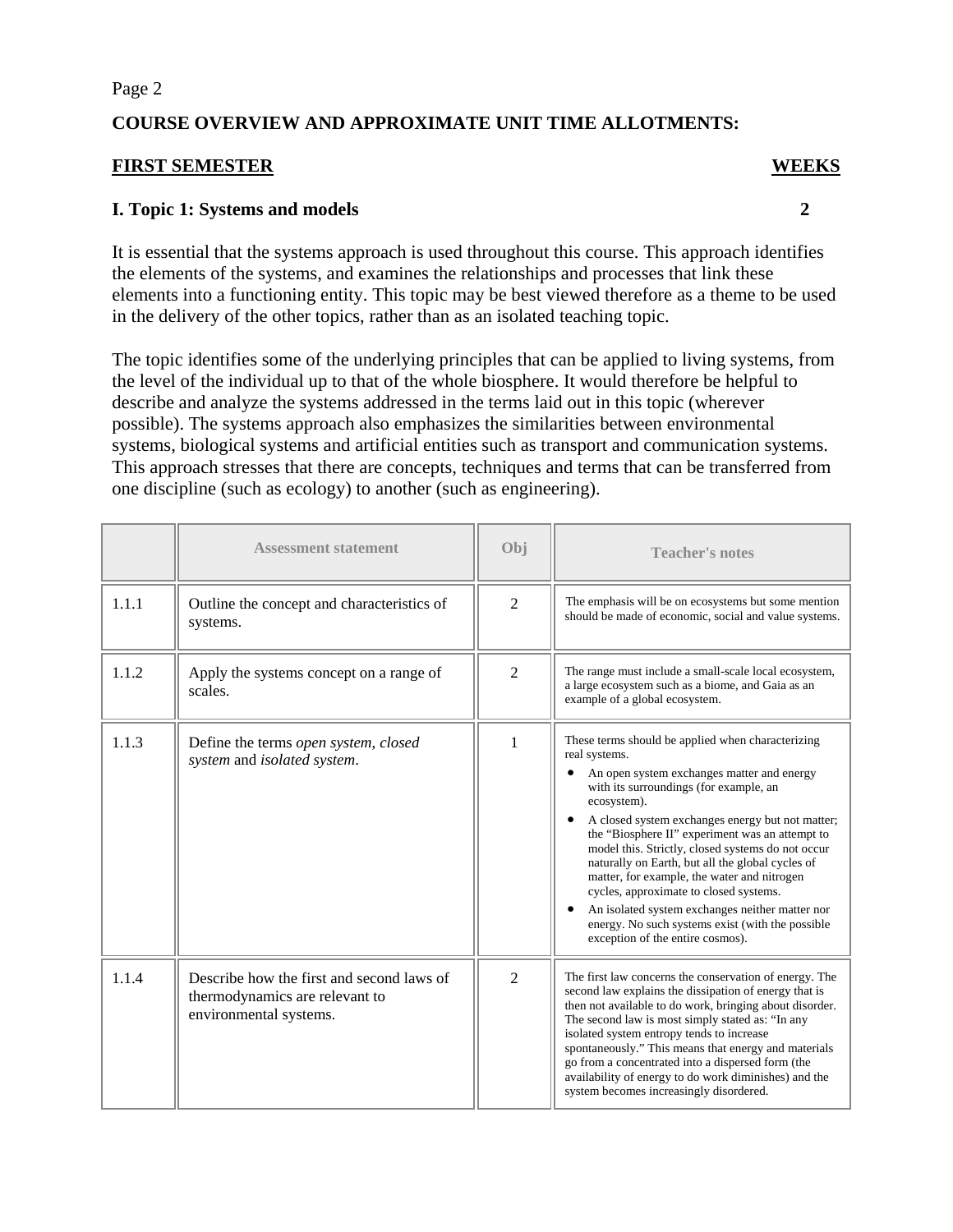**COURSE OVERVIEW AND APPROXIMATE UNIT TIME ALLOTMENTS:**

| **FIRST SEMESTER** | **WEEKS** |
|---|---|
| **I. Topic 1: Systems and models** | **2** |

It is essential that the systems approach is used throughout this course. This approach identifies the elements of the systems, and examines the relationships and processes that link these elements into a functioning entity. This topic may be best viewed therefore as a theme to be used in the delivery of the other topics, rather than as an isolated teaching topic.

The topic identifies some of the underlying principles that can be applied to living systems, from the level of the individual up to that of the whole biosphere. It would therefore be helpful to describe and analyze the systems addressed in the terms laid out in this topic (wherever possible). The systems approach also emphasizes the similarities between environmental systems, biological systems and artificial entities such as transport and communication systems. This approach stresses that there are concepts, techniques and terms that can be transferred from one discipline (such as ecology) to another (such as engineering).

| | Assessment statement | Obj | Teacher's notes |
|---|---|---|---|
| 1.1.1 | Outline the concept and characteristics of systems. | 2 | The emphasis will be on ecosystems but some mention should be made of economic, social and value systems. |
| 1.1.2 | Apply the systems concept on a range of scales. | 2 | The range must include a small-scale local ecosystem, a large ecosystem such as a biome, and Gaia as an example of a global ecosystem. |
| 1.1.3 | Define the terms *open system*, *closed system* and *isolated system*. | 1 | These terms should be applied when characterizing real systems.<br>• An open system exchanges matter and energy with its surroundings (for example, an ecosystem).<br>• A closed system exchanges energy but not matter; the "Biosphere II" experiment was an attempt to model this. Strictly, closed systems do not occur naturally on Earth, but all the global cycles of matter, for example, the water and nitrogen cycles, approximate to closed systems.<br>• An isolated system exchanges neither matter nor energy. No such systems exist (with the possible exception of the entire cosmos). |
| 1.1.4 | Describe how the first and second laws of thermodynamics are relevant to environmental systems. | 2 | The first law concerns the conservation of energy. The second law explains the dissipation of energy that is then not available to do work, bringing about disorder. The second law is most simply stated as: "In any isolated system entropy tends to increase spontaneously." This means that energy and materials go from a concentrated into a dispersed form (the availability of energy to do work diminishes) and the system becomes increasingly disordered. |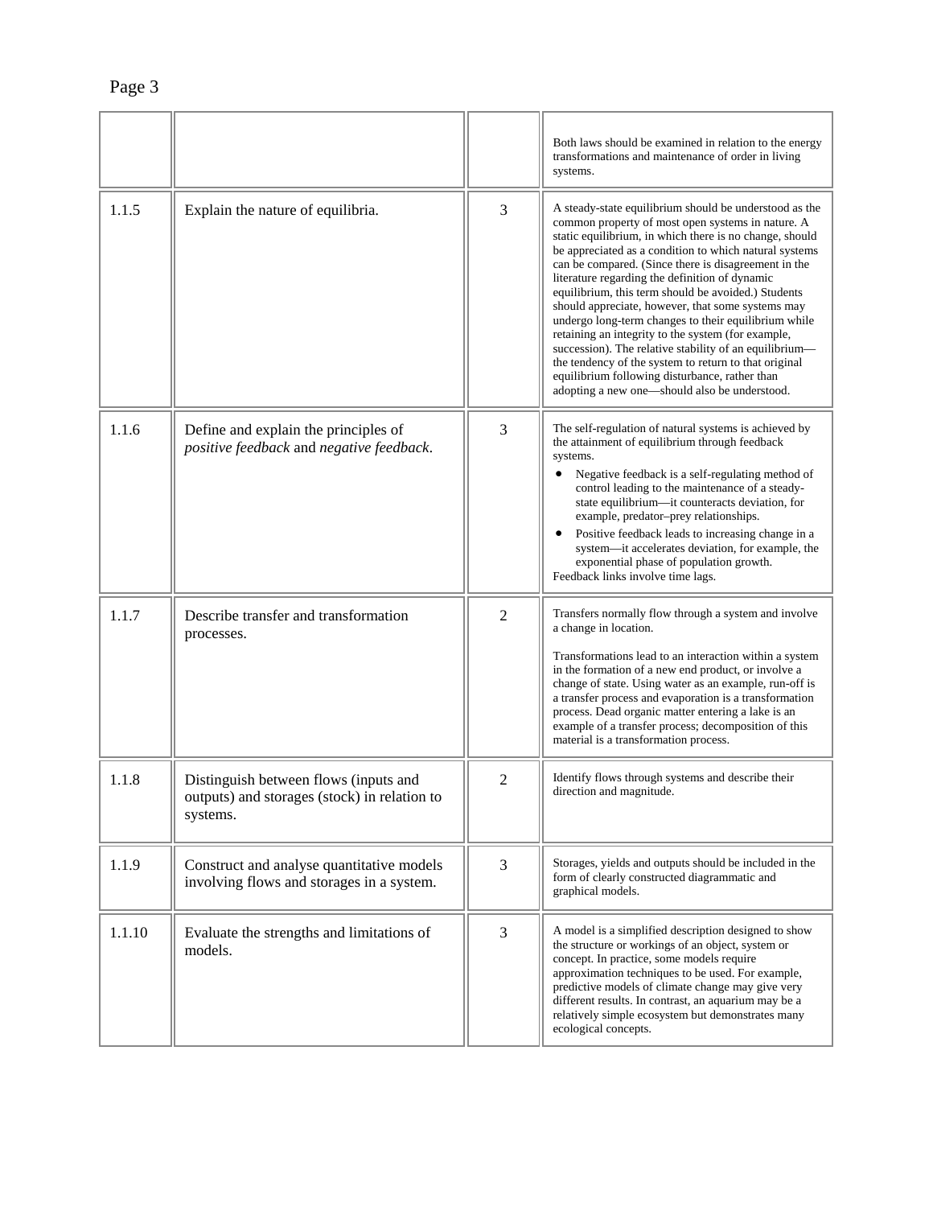| | | | |
|---|---|---|---|
| | | | Both laws should be examined in relation to the energy transformations and maintenance of order in living systems. |
| 1.1.5 | Explain the nature of equilibria. | 3 | A steady-state equilibrium should be understood as the common property of most open systems in nature. A static equilibrium, in which there is no change, should be appreciated as a condition to which natural systems can be compared. (Since there is disagreement in the literature regarding the definition of dynamic equilibrium, this term should be avoided.) Students should appreciate, however, that some systems may undergo long-term changes to their equilibrium while retaining an integrity to the system (for example, succession). The relative stability of an equilibrium—the tendency of the system to return to that original equilibrium following disturbance, rather than adopting a new one—should also be understood. |
| 1.1.6 | Define and explain the principles of *positive feedback* and *negative feedback*. | 3 | The self-regulation of natural systems is achieved by the attainment of equilibrium through feedback systems.<br>• Negative feedback is a self-regulating method of control leading to the maintenance of a steady-state equilibrium—it counteracts deviation, for example, predator–prey relationships.<br>• Positive feedback leads to increasing change in a system—it accelerates deviation, for example, the exponential phase of population growth.<br>Feedback links involve time lags. |
| 1.1.7 | Describe transfer and transformation processes. | 2 | Transfers normally flow through a system and involve a change in location.<br><br>Transformations lead to an interaction within a system in the formation of a new end product, or involve a change of state. Using water as an example, run-off is a transfer process and evaporation is a transformation process. Dead organic matter entering a lake is an example of a transfer process; decomposition of this material is a transformation process. |
| 1.1.8 | Distinguish between flows (inputs and outputs) and storages (stock) in relation to systems. | 2 | Identify flows through systems and describe their direction and magnitude. |
| 1.1.9 | Construct and analyse quantitative models involving flows and storages in a system. | 3 | Storages, yields and outputs should be included in the form of clearly constructed diagrammatic and graphical models. |
| 1.1.10 | Evaluate the strengths and limitations of models. | 3 | A model is a simplified description designed to show the structure or workings of an object, system or concept. In practice, some models require approximation techniques to be used. For example, predictive models of climate change may give very different results. In contrast, an aquarium may be a relatively simple ecosystem but demonstrates many ecological concepts. |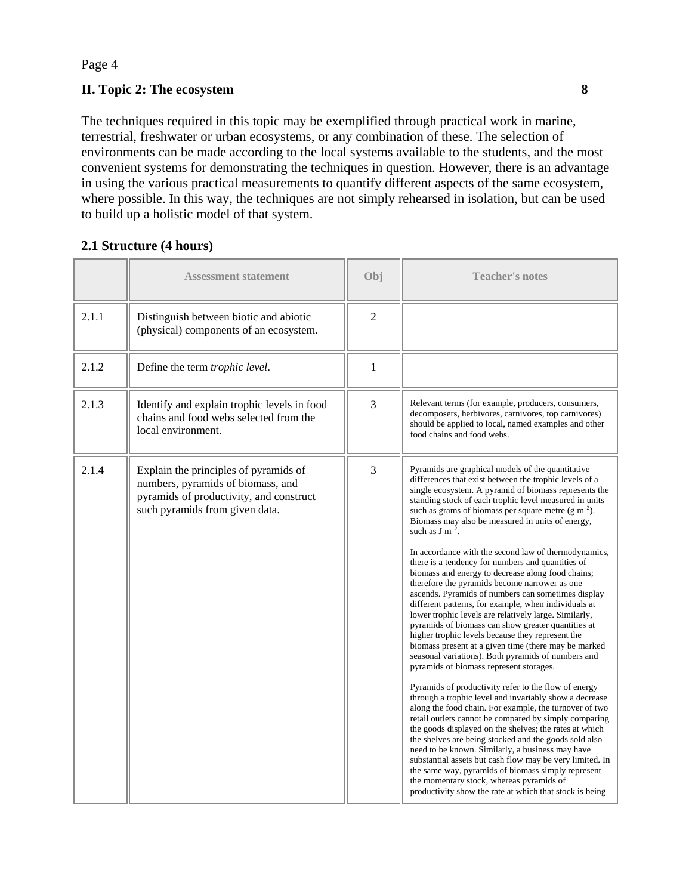## II. Topic 2: The ecosystem 8

The techniques required in this topic may be exemplified through practical work in marine, terrestrial, freshwater or urban ecosystems, or any combination of these. The selection of environments can be made according to the local systems available to the students, and the most convenient systems for demonstrating the techniques in question. However, there is an advantage in using the various practical measurements to quantify different aspects of the same ecosystem, where possible. In this way, the techniques are not simply rehearsed in isolation, but can be used to build up a holistic model of that system.

### 2.1 Structure (4 hours)

| | Assessment statement | Obj | Teacher's notes |
|---|---|---|---|
| 2.1.1 | Distinguish between biotic and abiotic (physical) components of an ecosystem. | 2 | |
| 2.1.2 | Define the term *trophic level*. | 1 | |
| 2.1.3 | Identify and explain trophic levels in food chains and food webs selected from the local environment. | 3 | Relevant terms (for example, producers, consumers, decomposers, herbivores, carnivores, top carnivores) should be applied to local, named examples and other food chains and food webs. |
| 2.1.4 | Explain the principles of pyramids of numbers, pyramids of biomass, and pyramids of productivity, and construct such pyramids from given data. | 3 | Pyramids are graphical models of the quantitative differences that exist between the trophic levels of a single ecosystem. A pyramid of biomass represents the standing stock of each trophic level measured in units such as grams of biomass per square metre (g $m^{-2}$). Biomass may also be measured in units of energy, such as J $m^{-2}$.<br><br>In accordance with the second law of thermodynamics, there is a tendency for numbers and quantities of biomass and energy to decrease along food chains; therefore the pyramids become narrower as one ascends. Pyramids of numbers can sometimes display different patterns, for example, when individuals at lower trophic levels are relatively large. Similarly, pyramids of biomass can show greater quantities at higher trophic levels because they represent the biomass present at a given time (there may be marked seasonal variations). Both pyramids of numbers and pyramids of biomass represent storages.<br><br>Pyramids of productivity refer to the flow of energy through a trophic level and invariably show a decrease along the food chain. For example, the turnover of two retail outlets cannot be compared by simply comparing the goods displayed on the shelves; the rates at which the shelves are being stocked and the goods sold also need to be known. Similarly, a business may have substantial assets but cash flow may be very limited. In the same way, pyramids of biomass simply represent the momentary stock, whereas pyramids of productivity show the rate at which that stock is being |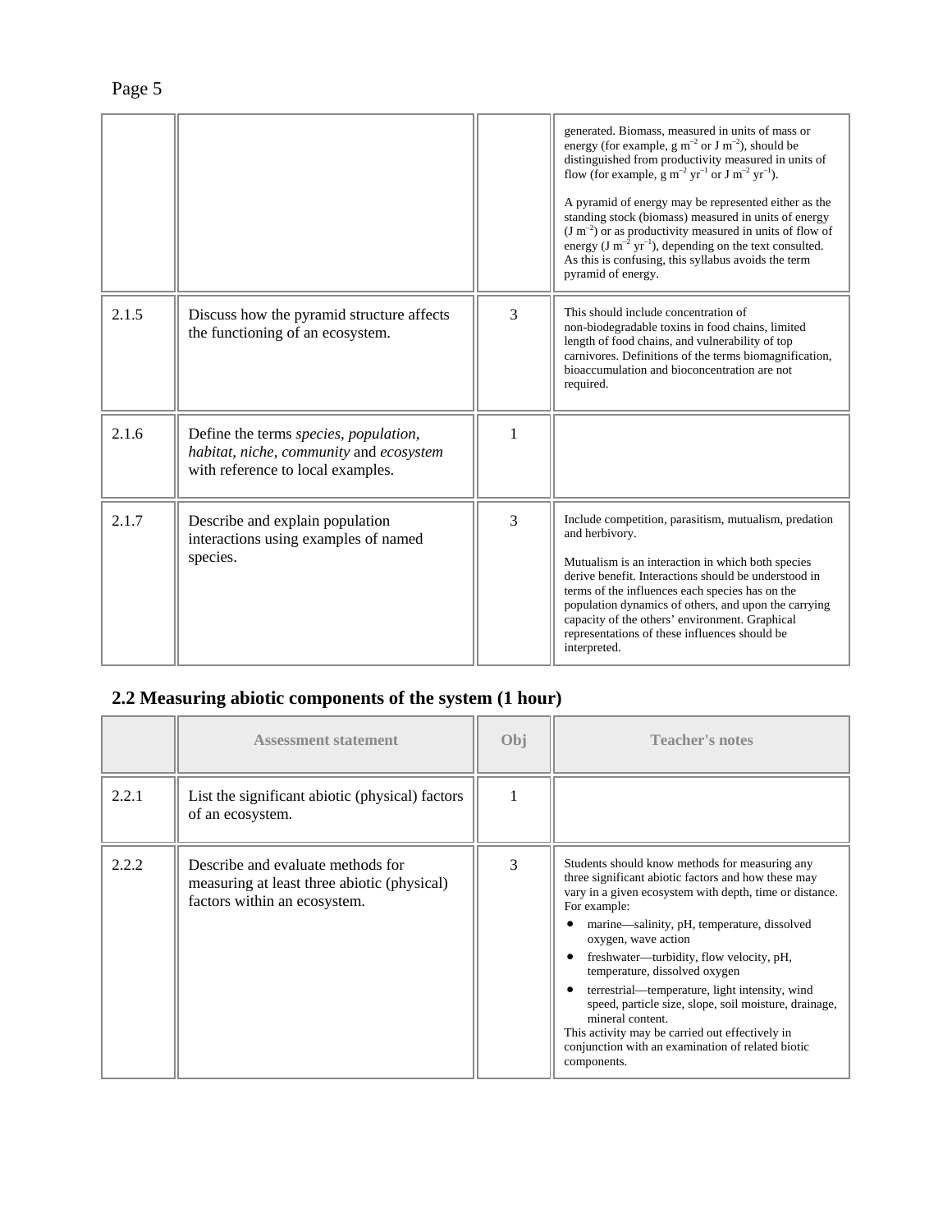| | | | |
|---|---|---|---|
| | | | generated. Biomass, measured in units of mass or energy (for example, g $m^{-2}$ or J $m^{-2}$), should be distinguished from productivity measured in units of flow (for example, g $m^{-2}$ $yr^{-1}$ or J $m^{-2}$ $yr^{-1}$).<br><br>A pyramid of energy may be represented either as the standing stock (biomass) measured in units of energy (J $m^{-2}$) or as productivity measured in units of flow of energy (J $m^{-2}$ $yr^{-1}$), depending on the text consulted. As this is confusing, this syllabus avoids the term pyramid of energy. |
| 2.1.5 | Discuss how the pyramid structure affects the functioning of an ecosystem. | 3 | This should include concentration of non-biodegradable toxins in food chains, limited length of food chains, and vulnerability of top carnivores. Definitions of the terms biomagnification, bioaccumulation and bioconcentration are not required. |
| 2.1.6 | Define the terms *species*, *population*, *habitat*, *niche*, *community* and *ecosystem* with reference to local examples. | 1 | |
| 2.1.7 | Describe and explain population interactions using examples of named species. | 3 | Include competition, parasitism, mutualism, predation and herbivory.<br><br>Mutualism is an interaction in which both species derive benefit. Interactions should be understood in terms of the influences each species has on the population dynamics of others, and upon the carrying capacity of the others' environment. Graphical representations of these influences should be interpreted. |

## 2.2 Measuring abiotic components of the system (1 hour)

| | Assessment statement | Obj | Teacher's notes |
|---|---|---|---|
| 2.2.1 | List the significant abiotic (physical) factors of an ecosystem. | 1 | |
| 2.2.2 | Describe and evaluate methods for measuring at least three abiotic (physical) factors within an ecosystem. | 3 | Students should know methods for measuring any three significant abiotic factors and how these may vary in a given ecosystem with depth, time or distance. For example:<br>• marine—salinity, pH, temperature, dissolved oxygen, wave action<br>• freshwater—turbidity, flow velocity, pH, temperature, dissolved oxygen<br>• terrestrial—temperature, light intensity, wind speed, particle size, slope, soil moisture, drainage, mineral content.<br>This activity may be carried out effectively in conjunction with an examination of related biotic components. |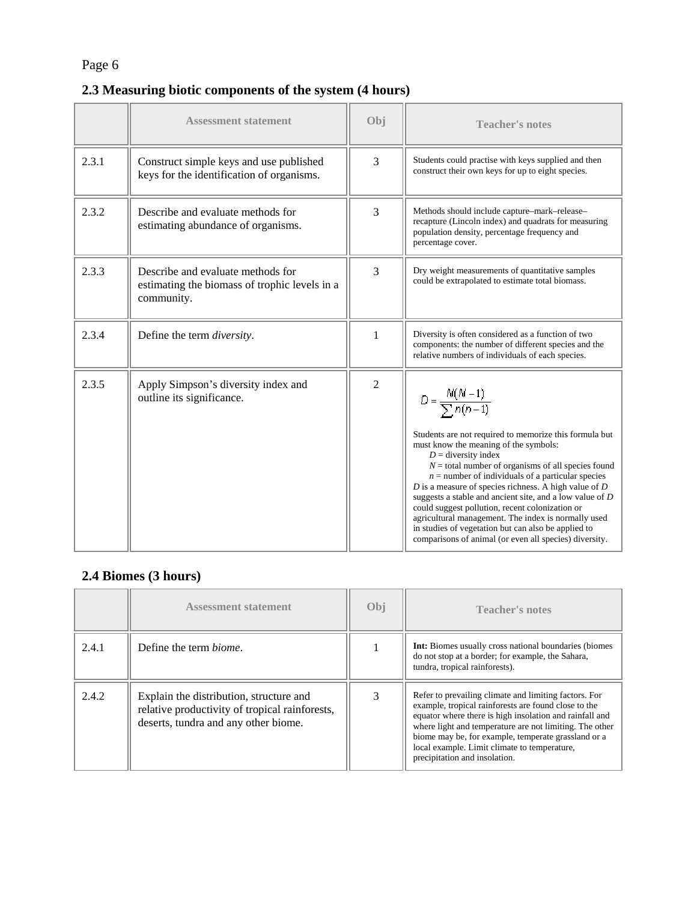## 2.3 Measuring biotic components of the system (4 hours)

| | Assessment statement | Obj | Teacher's notes |
|---|---|---|---|
| 2.3.1 | Construct simple keys and use published keys for the identification of organisms. | 3 | Students could practise with keys supplied and then construct their own keys for up to eight species. |
| 2.3.2 | Describe and evaluate methods for estimating abundance of organisms. | 3 | Methods should include capture–mark–release–recapture (Lincoln index) and quadrats for measuring population density, percentage frequency and percentage cover. |
| 2.3.3 | Describe and evaluate methods for estimating the biomass of trophic levels in a community. | 3 | Dry weight measurements of quantitative samples could be extrapolated to estimate total biomass. |
| 2.3.4 | Define the term *diversity*. | 1 | Diversity is often considered as a function of two components: the number of different species and the relative numbers of individuals of each species. |
| 2.3.5 | Apply Simpson's diversity index and outline its significance. | 2 | $D = \frac{N(N-1)}{\sum n(n-1)}$ <br> Students are not required to memorize this formula but must know the meaning of the symbols: <br> $D$ = diversity index <br> $N$ = total number of organisms of all species found <br> $n$ = number of individuals of a particular species <br> $D$ is a measure of species richness. A high value of $D$ suggests a stable and ancient site, and a low value of $D$ could suggest pollution, recent colonization or agricultural management. The index is normally used in studies of vegetation but can also be applied to comparisons of animal (or even all species) diversity. |

## 2.4 Biomes (3 hours)

| | Assessment statement | Obj | Teacher's notes |
|---|---|---|---|
| 2.4.1 | Define the term *biome*. | 1 | **Int:** Biomes usually cross national boundaries (biomes do not stop at a border; for example, the Sahara, tundra, tropical rainforests). |
| 2.4.2 | Explain the distribution, structure and relative productivity of tropical rainforests, deserts, tundra and any other biome. | 3 | Refer to prevailing climate and limiting factors. For example, tropical rainforests are found close to the equator where there is high insolation and rainfall and where light and temperature are not limiting. The other biome may be, for example, temperate grassland or a local example. Limit climate to temperature, precipitation and insolation. |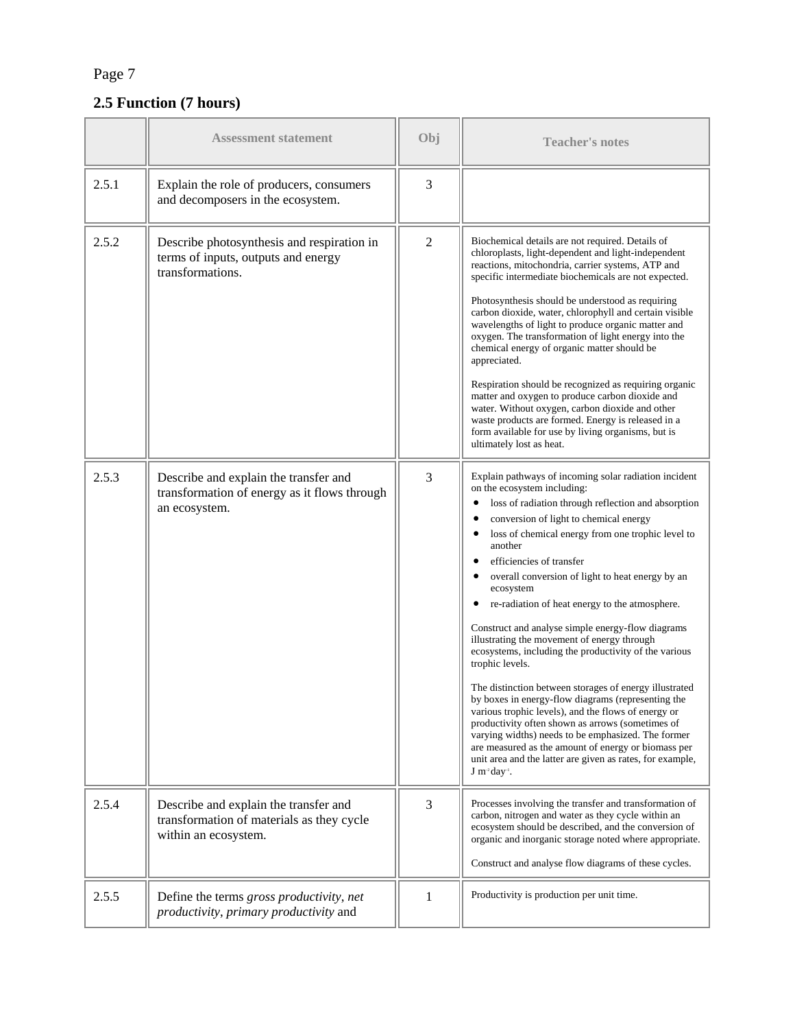## 2.5 Function (7 hours)

| | Assessment statement | Obj | Teacher's notes |
|---|---|---|---|
| 2.5.1 | Explain the role of producers, consumers and decomposers in the ecosystem. | 3 | |
| 2.5.2 | Describe photosynthesis and respiration in terms of inputs, outputs and energy transformations. | 2 | Biochemical details are not required. Details of chloroplasts, light-dependent and light-independent reactions, mitochondria, carrier systems, ATP and specific intermediate biochemicals are not expected.<br><br>Photosynthesis should be understood as requiring carbon dioxide, water, chlorophyll and certain visible wavelengths of light to produce organic matter and oxygen. The transformation of light energy into the chemical energy of organic matter should be appreciated.<br><br>Respiration should be recognized as requiring organic matter and oxygen to produce carbon dioxide and water. Without oxygen, carbon dioxide and other waste products are formed. Energy is released in a form available for use by living organisms, but is ultimately lost as heat. |
| 2.5.3 | Describe and explain the transfer and transformation of energy as it flows through an ecosystem. | 3 | Explain pathways of incoming solar radiation incident on the ecosystem including:<br>• loss of radiation through reflection and absorption<br>• conversion of light to chemical energy<br>• loss of chemical energy from one trophic level to another<br>• efficiencies of transfer<br>• overall conversion of light to heat energy by an ecosystem<br>• re-radiation of heat energy to the atmosphere.<br><br>Construct and analyse simple energy-flow diagrams illustrating the movement of energy through ecosystems, including the productivity of the various trophic levels.<br><br>The distinction between storages of energy illustrated by boxes in energy-flow diagrams (representing the various trophic levels), and the flows of energy or productivity often shown as arrows (sometimes of varying widths) needs to be emphasized. The former are measured as the amount of energy or biomass per unit area and the latter are given as rates, for example, $J\ m^{-2} day^{-1}$. |
| 2.5.4 | Describe and explain the transfer and transformation of materials as they cycle within an ecosystem. | 3 | Processes involving the transfer and transformation of carbon, nitrogen and water as they cycle within an ecosystem should be described, and the conversion of organic and inorganic storage noted where appropriate.<br><br>Construct and analyse flow diagrams of these cycles. |
| 2.5.5 | Define the terms *gross productivity*, *net productivity*, *primary productivity* and | 1 | Productivity is production per unit time. |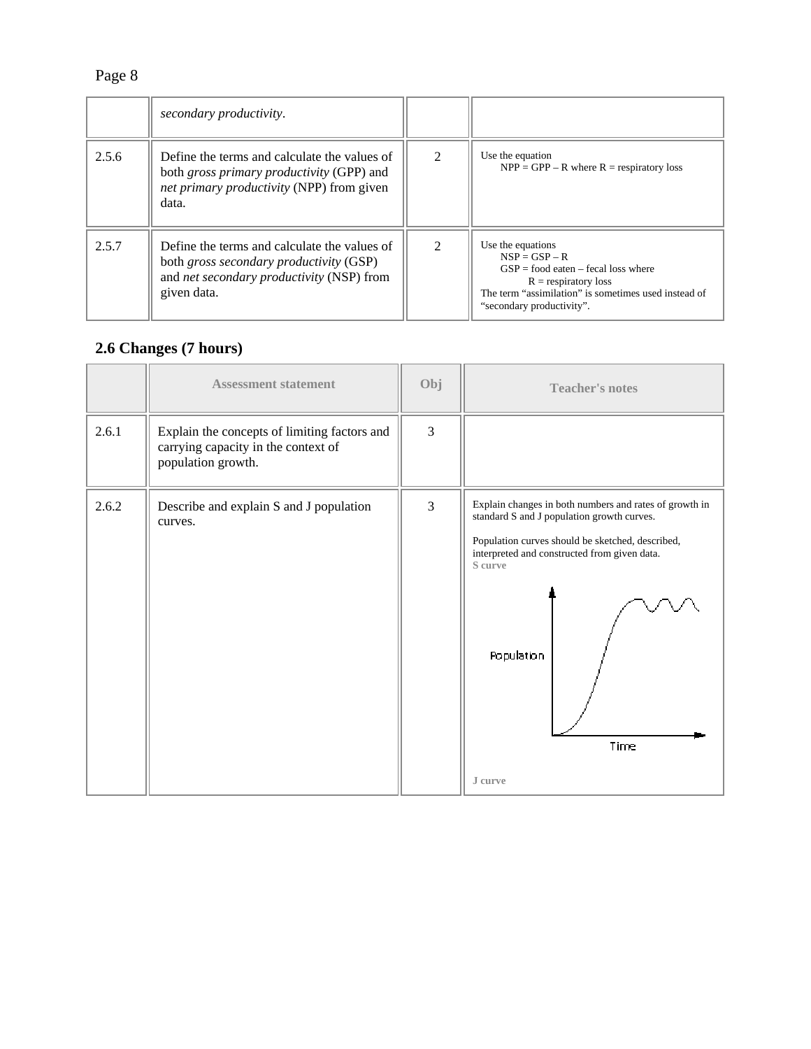| | Assessment statement | Obj | Teacher's notes |
|---|---|---|---|
| | *secondary productivity*. | | |
| 2.5.6 | Define the terms and calculate the values of both *gross primary productivity* (GPP) and *net primary productivity* (NPP) from given data. | 2 | Use the equation NPP = GPP – R where R = respiratory loss |
| 2.5.7 | Define the terms and calculate the values of both *gross secondary productivity* (GSP) and *net secondary productivity* (NSP) from given data. | 2 | Use the equations NSP = GSP – R; GSP = food eaten – fecal loss where R = respiratory loss. The term "assimilation" is sometimes used instead of "secondary productivity". |

## 2.6 Changes (7 hours)

| | Assessment statement | Obj | Teacher's notes |
|---|---|---|---|
| 2.6.1 | Explain the concepts of limiting factors and carrying capacity in the context of population growth. | 3 | |
| 2.6.2 | Describe and explain S and J population curves. | 3 | Explain changes in both numbers and rates of growth in standard S and J population growth curves. Population curves should be sketched, described, interpreted and constructed from given data. **S curve** (graph: Population vs Time) **J curve** |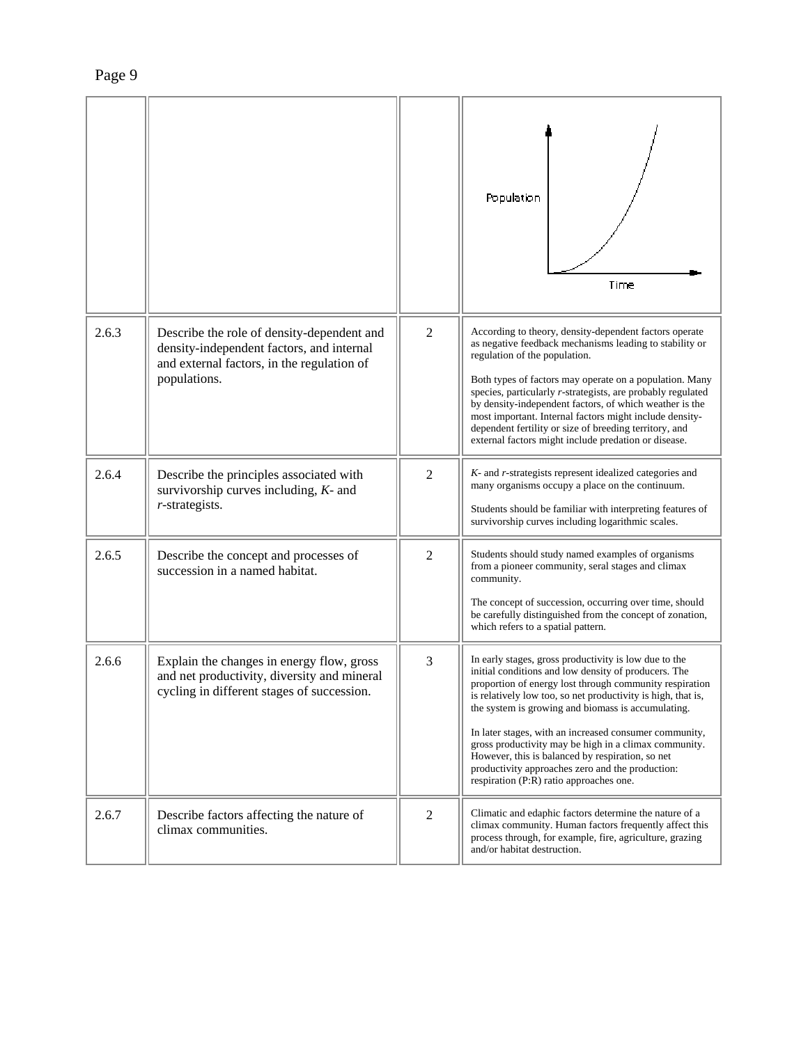| | | | |
|---|---|---|---|
| | | | Population / Time |
| 2.6.3 | Describe the role of density-dependent and density-independent factors, and internal and external factors, in the regulation of populations. | 2 | According to theory, density-dependent factors operate as negative feedback mechanisms leading to stability or regulation of the population.<br><br>Both types of factors may operate on a population. Many species, particularly *r*-strategists, are probably regulated by density-independent factors, of which weather is the most important. Internal factors might include density-dependent fertility or size of breeding territory, and external factors might include predation or disease. |
| 2.6.4 | Describe the principles associated with survivorship curves including, *K*- and *r*-strategists. | 2 | *K*- and *r*-strategists represent idealized categories and many organisms occupy a place on the continuum.<br><br>Students should be familiar with interpreting features of survivorship curves including logarithmic scales. |
| 2.6.5 | Describe the concept and processes of succession in a named habitat. | 2 | Students should study named examples of organisms from a pioneer community, seral stages and climax community.<br><br>The concept of succession, occurring over time, should be carefully distinguished from the concept of zonation, which refers to a spatial pattern. |
| 2.6.6 | Explain the changes in energy flow, gross and net productivity, diversity and mineral cycling in different stages of succession. | 3 | In early stages, gross productivity is low due to the initial conditions and low density of producers. The proportion of energy lost through community respiration is relatively low too, so net productivity is high, that is, the system is growing and biomass is accumulating.<br><br>In later stages, with an increased consumer community, gross productivity may be high in a climax community. However, this is balanced by respiration, so net productivity approaches zero and the production: respiration (P:R) ratio approaches one. |
| 2.6.7 | Describe factors affecting the nature of climax communities. | 2 | Climatic and edaphic factors determine the nature of a climax community. Human factors frequently affect this process through, for example, fire, agriculture, grazing and/or habitat destruction. |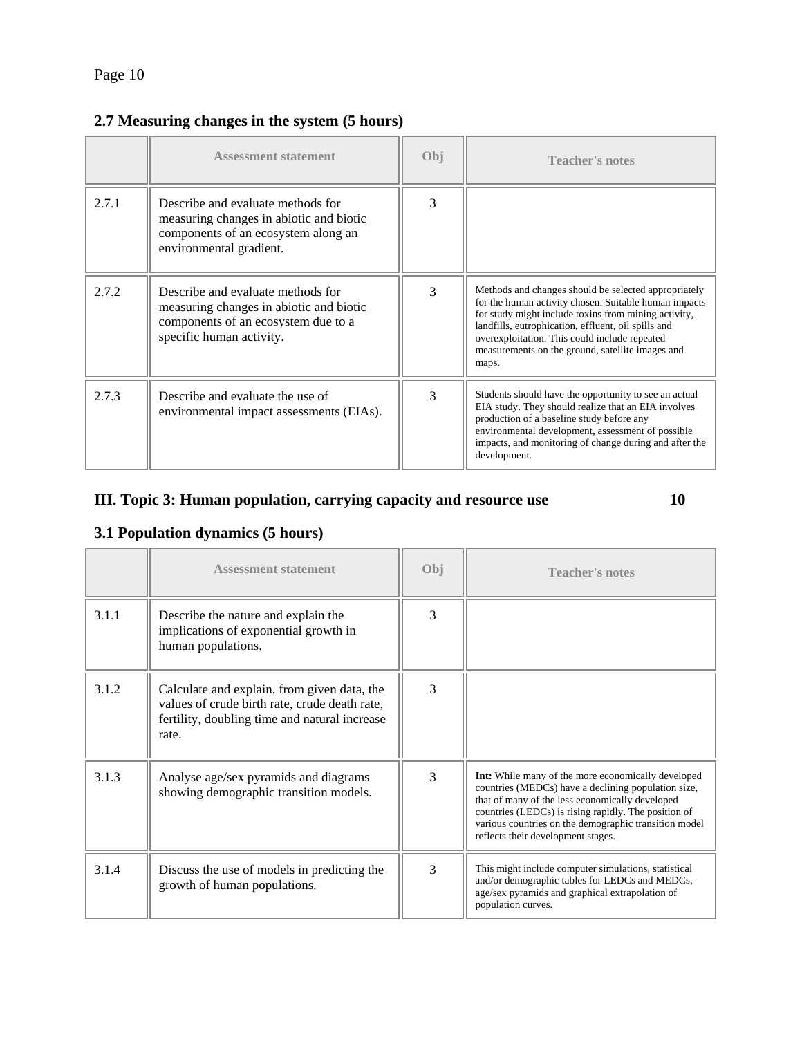### 2.7 Measuring changes in the system (5 hours)

| | Assessment statement | Obj | Teacher's notes |
|---|---|---|---|
| 2.7.1 | Describe and evaluate methods for measuring changes in abiotic and biotic components of an ecosystem along an environmental gradient. | 3 | |
| 2.7.2 | Describe and evaluate methods for measuring changes in abiotic and biotic components of an ecosystem due to a specific human activity. | 3 | Methods and changes should be selected appropriately for the human activity chosen. Suitable human impacts for study might include toxins from mining activity, landfills, eutrophication, effluent, oil spills and overexploitation. This could include repeated measurements on the ground, satellite images and maps. |
| 2.7.3 | Describe and evaluate the use of environmental impact assessments (EIAs). | 3 | Students should have the opportunity to see an actual EIA study. They should realize that an EIA involves production of a baseline study before any environmental development, assessment of possible impacts, and monitoring of change during and after the development. |

## III. Topic 3: Human population, carrying capacity and resource use 10

### 3.1 Population dynamics (5 hours)

| | Assessment statement | Obj | Teacher's notes |
|---|---|---|---|
| 3.1.1 | Describe the nature and explain the implications of exponential growth in human populations. | 3 | |
| 3.1.2 | Calculate and explain, from given data, the values of crude birth rate, crude death rate, fertility, doubling time and natural increase rate. | 3 | |
| 3.1.3 | Analyse age/sex pyramids and diagrams showing demographic transition models. | 3 | **Int:** While many of the more economically developed countries (MEDCs) have a declining population size, that of many of the less economically developed countries (LEDCs) is rising rapidly. The position of various countries on the demographic transition model reflects their development stages. |
| 3.1.4 | Discuss the use of models in predicting the growth of human populations. | 3 | This might include computer simulations, statistical and/or demographic tables for LEDCs and MEDCs, age/sex pyramids and graphical extrapolation of population curves. |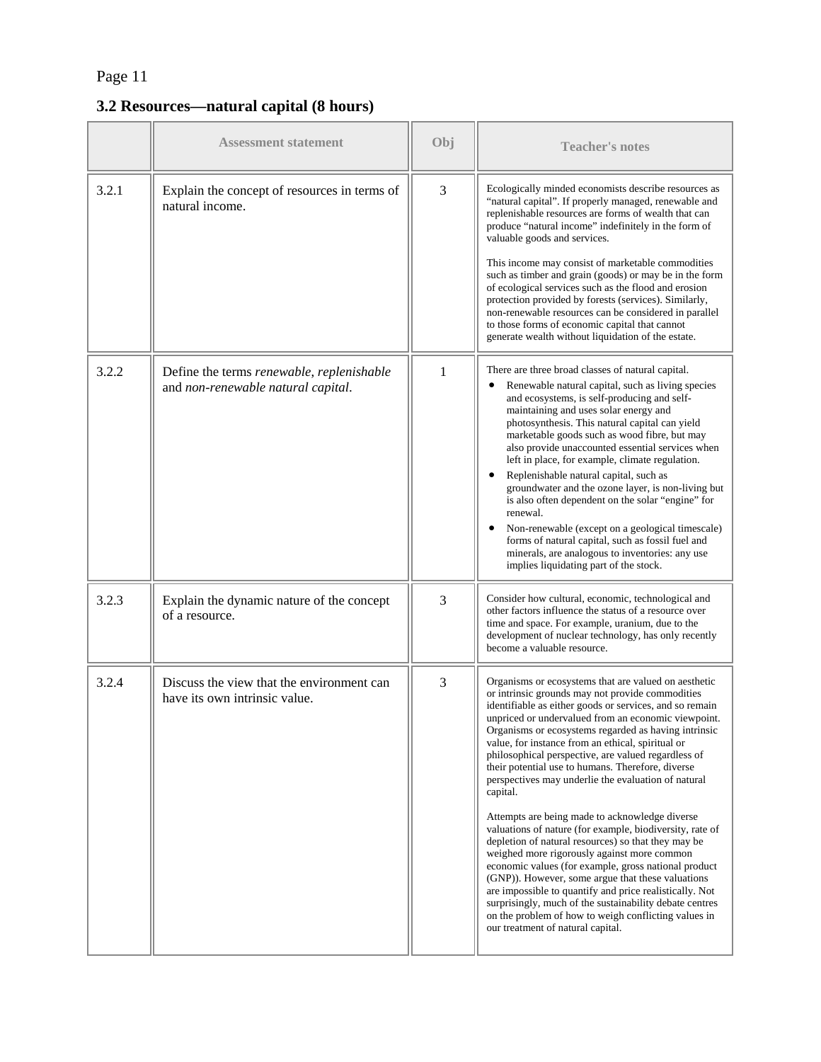## 3.2 Resources—natural capital (8 hours)

| | Assessment statement | Obj | Teacher's notes |
|---|---|---|---|
| 3.2.1 | Explain the concept of resources in terms of natural income. | 3 | Ecologically minded economists describe resources as "natural capital". If properly managed, renewable and replenishable resources are forms of wealth that can produce "natural income" indefinitely in the form of valuable goods and services.<br><br>This income may consist of marketable commodities such as timber and grain (goods) or may be in the form of ecological services such as the flood and erosion protection provided by forests (services). Similarly, non-renewable resources can be considered in parallel to those forms of economic capital that cannot generate wealth without liquidation of the estate. |
| 3.2.2 | Define the terms *renewable*, *replenishable* and *non-renewable natural capital*. | 1 | There are three broad classes of natural capital.<br>• Renewable natural capital, such as living species and ecosystems, is self-producing and self-maintaining and uses solar energy and photosynthesis. This natural capital can yield marketable goods such as wood fibre, but may also provide unaccounted essential services when left in place, for example, climate regulation.<br>• Replenishable natural capital, such as groundwater and the ozone layer, is non-living but is also often dependent on the solar "engine" for renewal.<br>• Non-renewable (except on a geological timescale) forms of natural capital, such as fossil fuel and minerals, are analogous to inventories: any use implies liquidating part of the stock. |
| 3.2.3 | Explain the dynamic nature of the concept of a resource. | 3 | Consider how cultural, economic, technological and other factors influence the status of a resource over time and space. For example, uranium, due to the development of nuclear technology, has only recently become a valuable resource. |
| 3.2.4 | Discuss the view that the environment can have its own intrinsic value. | 3 | Organisms or ecosystems that are valued on aesthetic or intrinsic grounds may not provide commodities identifiable as either goods or services, and so remain unpriced or undervalued from an economic viewpoint. Organisms or ecosystems regarded as having intrinsic value, for instance from an ethical, spiritual or philosophical perspective, are valued regardless of their potential use to humans. Therefore, diverse perspectives may underlie the evaluation of natural capital.<br><br>Attempts are being made to acknowledge diverse valuations of nature (for example, biodiversity, rate of depletion of natural resources) so that they may be weighed more rigorously against more common economic values (for example, gross national product (GNP)). However, some argue that these valuations are impossible to quantify and price realistically. Not surprisingly, much of the sustainability debate centres on the problem of how to weigh conflicting values in our treatment of natural capital. |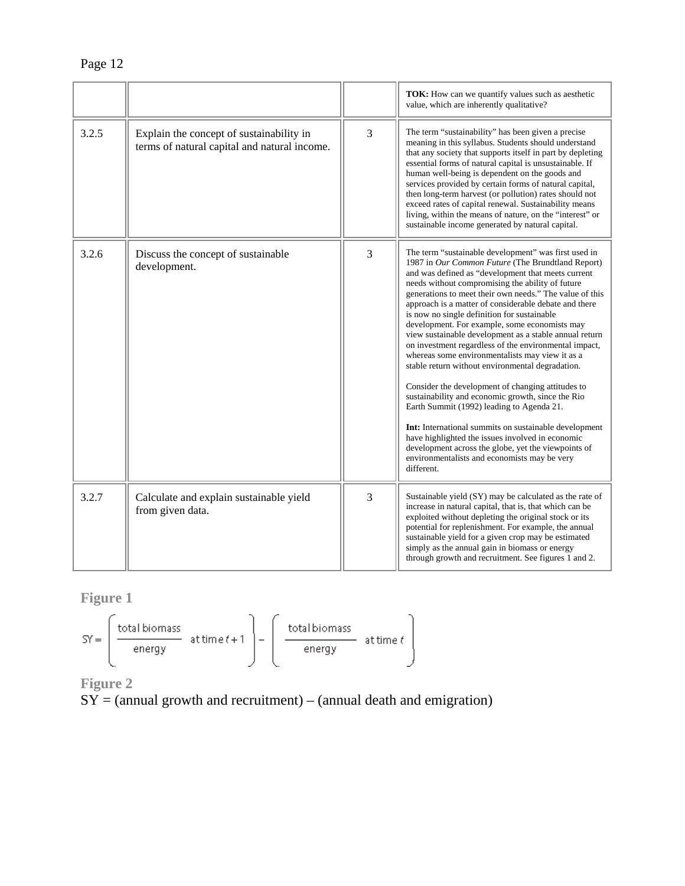| | | | |
|---|---|---|---|
| | | | **TOK:** How can we quantify values such as aesthetic value, which are inherently qualitative? |
| 3.2.5 | Explain the concept of sustainability in terms of natural capital and natural income. | 3 | The term "sustainability" has been given a precise meaning in this syllabus. Students should understand that any society that supports itself in part by depleting essential forms of natural capital is unsustainable. If human well-being is dependent on the goods and services provided by certain forms of natural capital, then long-term harvest (or pollution) rates should not exceed rates of capital renewal. Sustainability means living, within the means of nature, on the "interest" or sustainable income generated by natural capital. |
| 3.2.6 | Discuss the concept of sustainable development. | 3 | The term "sustainable development" was first used in 1987 in *Our Common Future* (The Brundtland Report) and was defined as "development that meets current needs without compromising the ability of future generations to meet their own needs." The value of this approach is a matter of considerable debate and there is now no single definition for sustainable development. For example, some economists may view sustainable development as a stable annual return on investment regardless of the environmental impact, whereas some environmentalists may view it as a stable return without environmental degradation.<br><br>Consider the development of changing attitudes to sustainability and economic growth, since the Rio Earth Summit (1992) leading to Agenda 21.<br><br>**Int:** International summits on sustainable development have highlighted the issues involved in economic development across the globe, yet the viewpoints of environmentalists and economists may be very different. |
| 3.2.7 | Calculate and explain sustainable yield from given data. | 3 | Sustainable yield (SY) may be calculated as the rate of increase in natural capital, that is, that which can be exploited without depleting the original stock or its potential for replenishment. For example, the annual sustainable yield for a given crop may be estimated simply as the annual gain in biomass or energy through growth and recruitment. See figures 1 and 2. |

**Figure 1**

$$SY = \left( \frac{\text{total biomass}}{\text{energy}} \ \text{at time } t+1 \right) - \left( \frac{\text{total biomass}}{\text{energy}} \ \text{at time } t \right)$$

**Figure 2**

SY = (annual growth and recruitment) – (annual death and emigration)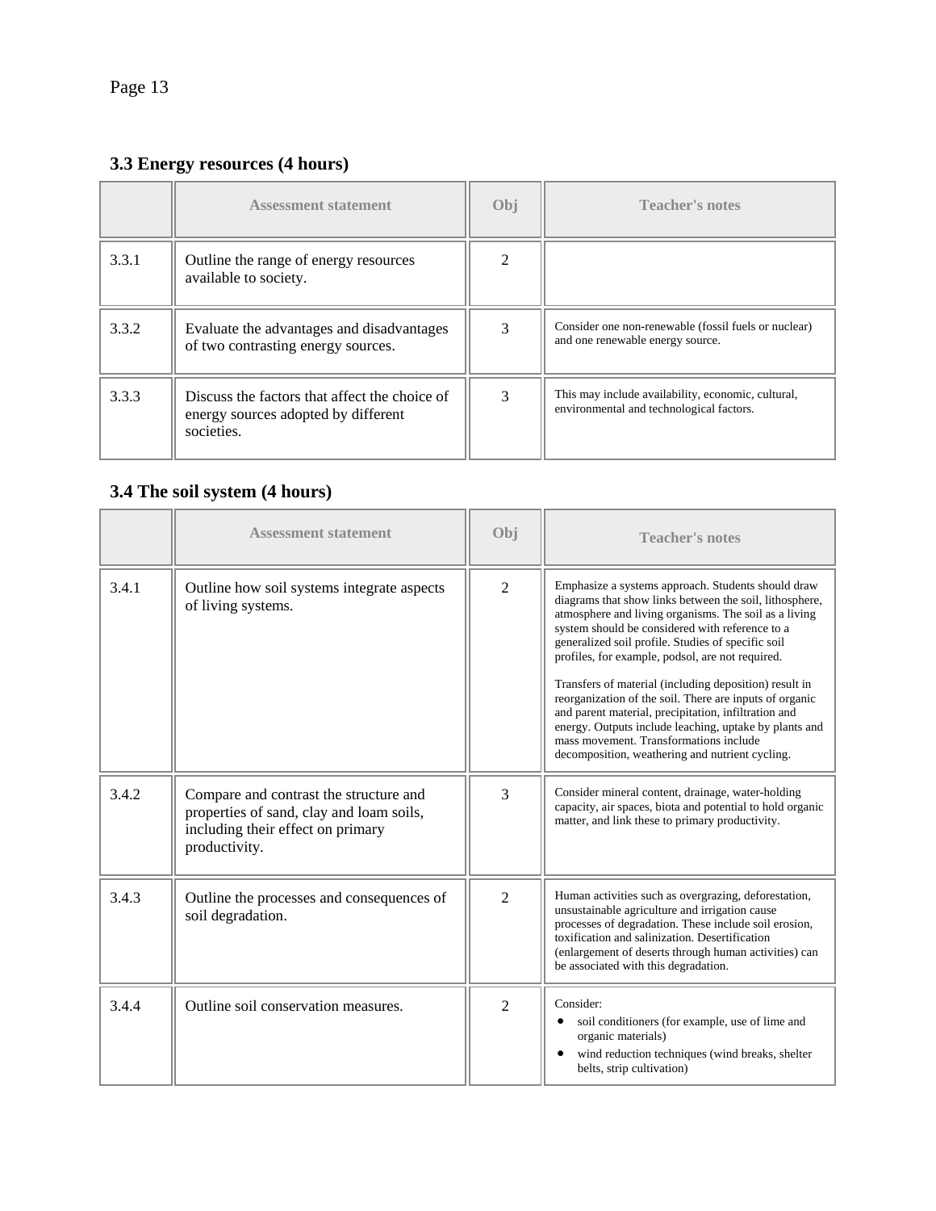### 3.3 Energy resources (4 hours)

| | Assessment statement | Obj | Teacher's notes |
|---|---|---|---|
| 3.3.1 | Outline the range of energy resources available to society. | 2 | |
| 3.3.2 | Evaluate the advantages and disadvantages of two contrasting energy sources. | 3 | Consider one non-renewable (fossil fuels or nuclear) and one renewable energy source. |
| 3.3.3 | Discuss the factors that affect the choice of energy sources adopted by different societies. | 3 | This may include availability, economic, cultural, environmental and technological factors. |

### 3.4 The soil system (4 hours)

| | Assessment statement | Obj | Teacher's notes |
|---|---|---|---|
| 3.4.1 | Outline how soil systems integrate aspects of living systems. | 2 | Emphasize a systems approach. Students should draw diagrams that show links between the soil, lithosphere, atmosphere and living organisms. The soil as a living system should be considered with reference to a generalized soil profile. Studies of specific soil profiles, for example, podsol, are not required.<br><br>Transfers of material (including deposition) result in reorganization of the soil. There are inputs of organic and parent material, precipitation, infiltration and energy. Outputs include leaching, uptake by plants and mass movement. Transformations include decomposition, weathering and nutrient cycling. |
| 3.4.2 | Compare and contrast the structure and properties of sand, clay and loam soils, including their effect on primary productivity. | 3 | Consider mineral content, drainage, water-holding capacity, air spaces, biota and potential to hold organic matter, and link these to primary productivity. |
| 3.4.3 | Outline the processes and consequences of soil degradation. | 2 | Human activities such as overgrazing, deforestation, unsustainable agriculture and irrigation cause processes of degradation. These include soil erosion, toxification and salinization. Desertification (enlargement of deserts through human activities) can be associated with this degradation. |
| 3.4.4 | Outline soil conservation measures. | 2 | Consider:<br>• soil conditioners (for example, use of lime and organic materials)<br>• wind reduction techniques (wind breaks, shelter belts, strip cultivation) |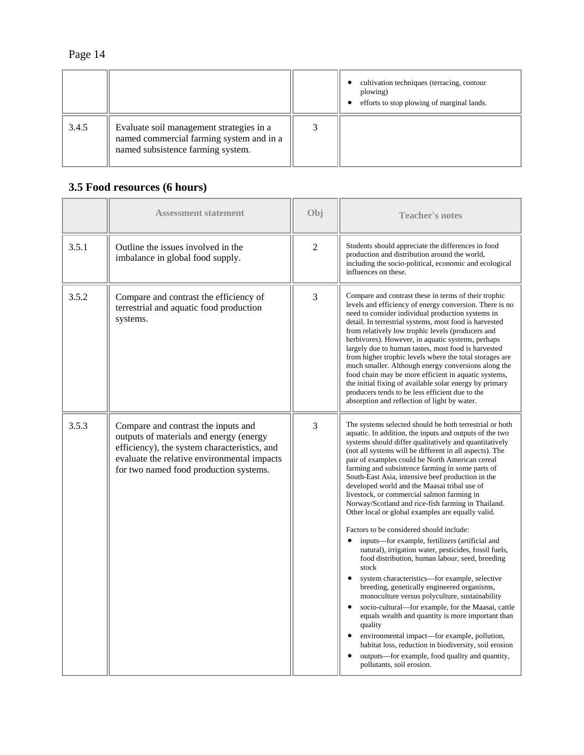| | | | |
|---|---|---|---|
| | | | • cultivation techniques (terracing, contour plowing)<br>• efforts to stop plowing of marginal lands. |
| 3.4.5 | Evaluate soil management strategies in a named commercial farming system and in a named subsistence farming system. | 3 | |

### 3.5 Food resources (6 hours)

| | Assessment statement | Obj | Teacher's notes |
|---|---|---|---|
| 3.5.1 | Outline the issues involved in the imbalance in global food supply. | 2 | Students should appreciate the differences in food production and distribution around the world, including the socio-political, economic and ecological influences on these. |
| 3.5.2 | Compare and contrast the efficiency of terrestrial and aquatic food production systems. | 3 | Compare and contrast these in terms of their trophic levels and efficiency of energy conversion. There is no need to consider individual production systems in detail. In terrestrial systems, most food is harvested from relatively low trophic levels (producers and herbivores). However, in aquatic systems, perhaps largely due to human tastes, most food is harvested from higher trophic levels where the total storages are much smaller. Although energy conversions along the food chain may be more efficient in aquatic systems, the initial fixing of available solar energy by primary producers tends to be less efficient due to the absorption and reflection of light by water. |
| 3.5.3 | Compare and contrast the inputs and outputs of materials and energy (energy efficiency), the system characteristics, and evaluate the relative environmental impacts for two named food production systems. | 3 | The systems selected should be both terrestrial or both aquatic. In addition, the inputs and outputs of the two systems should differ qualitatively and quantitatively (not all systems will be different in all aspects). The pair of examples could be North American cereal farming and subsistence farming in some parts of South-East Asia, intensive beef production in the developed world and the Maasai tribal use of livestock, or commercial salmon farming in Norway/Scotland and rice-fish farming in Thailand. Other local or global examples are equally valid.<br><br>Factors to be considered should include:<br>• inputs—for example, fertilizers (artificial and natural), irrigation water, pesticides, fossil fuels, food distribution, human labour, seed, breeding stock<br>• system characteristics—for example, selective breeding, genetically engineered organisms, monoculture versus polyculture, sustainability<br>• socio-cultural—for example, for the Maasai, cattle equals wealth and quantity is more important than quality<br>• environmental impact—for example, pollution, habitat loss, reduction in biodiversity, soil erosion<br>• outputs—for example, food quality and quantity, pollutants, soil erosion. |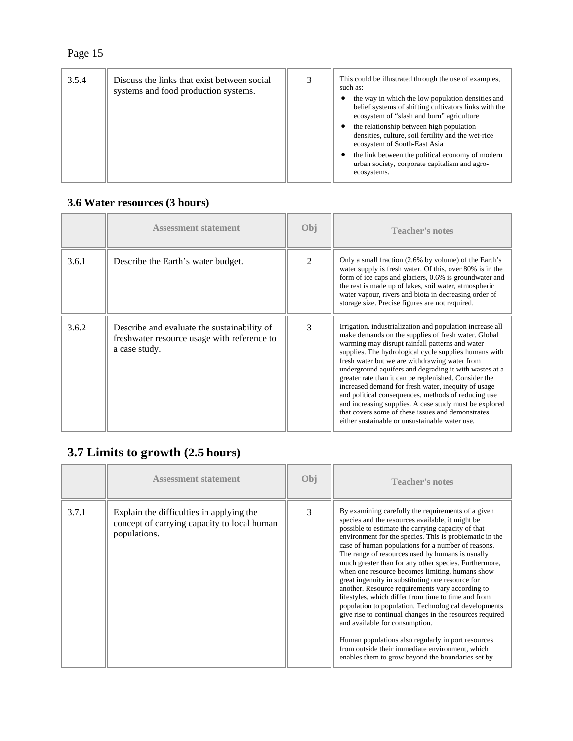| 3.5.4 | Discuss the links that exist between social systems and food production systems. | 3 | This could be illustrated through the use of examples, such as:<br>• the way in which the low population densities and belief systems of shifting cultivators links with the ecosystem of "slash and burn" agriculture<br>• the relationship between high population densities, culture, soil fertility and the wet-rice ecosystem of South-East Asia<br>• the link between the political economy of modern urban society, corporate capitalism and agro-ecosystems. |
|---|---|---|---|

### 3.6 Water resources (3 hours)

| | Assessment statement | Obj | Teacher's notes |
|---|---|---|---|
| 3.6.1 | Describe the Earth's water budget. | 2 | Only a small fraction (2.6% by volume) of the Earth's water supply is fresh water. Of this, over 80% is in the form of ice caps and glaciers, 0.6% is groundwater and the rest is made up of lakes, soil water, atmospheric water vapour, rivers and biota in decreasing order of storage size. Precise figures are not required. |
| 3.6.2 | Describe and evaluate the sustainability of freshwater resource usage with reference to a case study. | 3 | Irrigation, industrialization and population increase all make demands on the supplies of fresh water. Global warming may disrupt rainfall patterns and water supplies. The hydrological cycle supplies humans with fresh water but we are withdrawing water from underground aquifers and degrading it with wastes at a greater rate than it can be replenished. Consider the increased demand for fresh water, inequity of usage and political consequences, methods of reducing use and increasing supplies. A case study must be explored that covers some of these issues and demonstrates either sustainable or unsustainable water use. |

## 3.7 Limits to growth (2.5 hours)

| | Assessment statement | Obj | Teacher's notes |
|---|---|---|---|
| 3.7.1 | Explain the difficulties in applying the concept of carrying capacity to local human populations. | 3 | By examining carefully the requirements of a given species and the resources available, it might be possible to estimate the carrying capacity of that environment for the species. This is problematic in the case of human populations for a number of reasons. The range of resources used by humans is usually much greater than for any other species. Furthermore, when one resource becomes limiting, humans show great ingenuity in substituting one resource for another. Resource requirements vary according to lifestyles, which differ from time to time and from population to population. Technological developments give rise to continual changes in the resources required and available for consumption.<br><br>Human populations also regularly import resources from outside their immediate environment, which enables them to grow beyond the boundaries set by |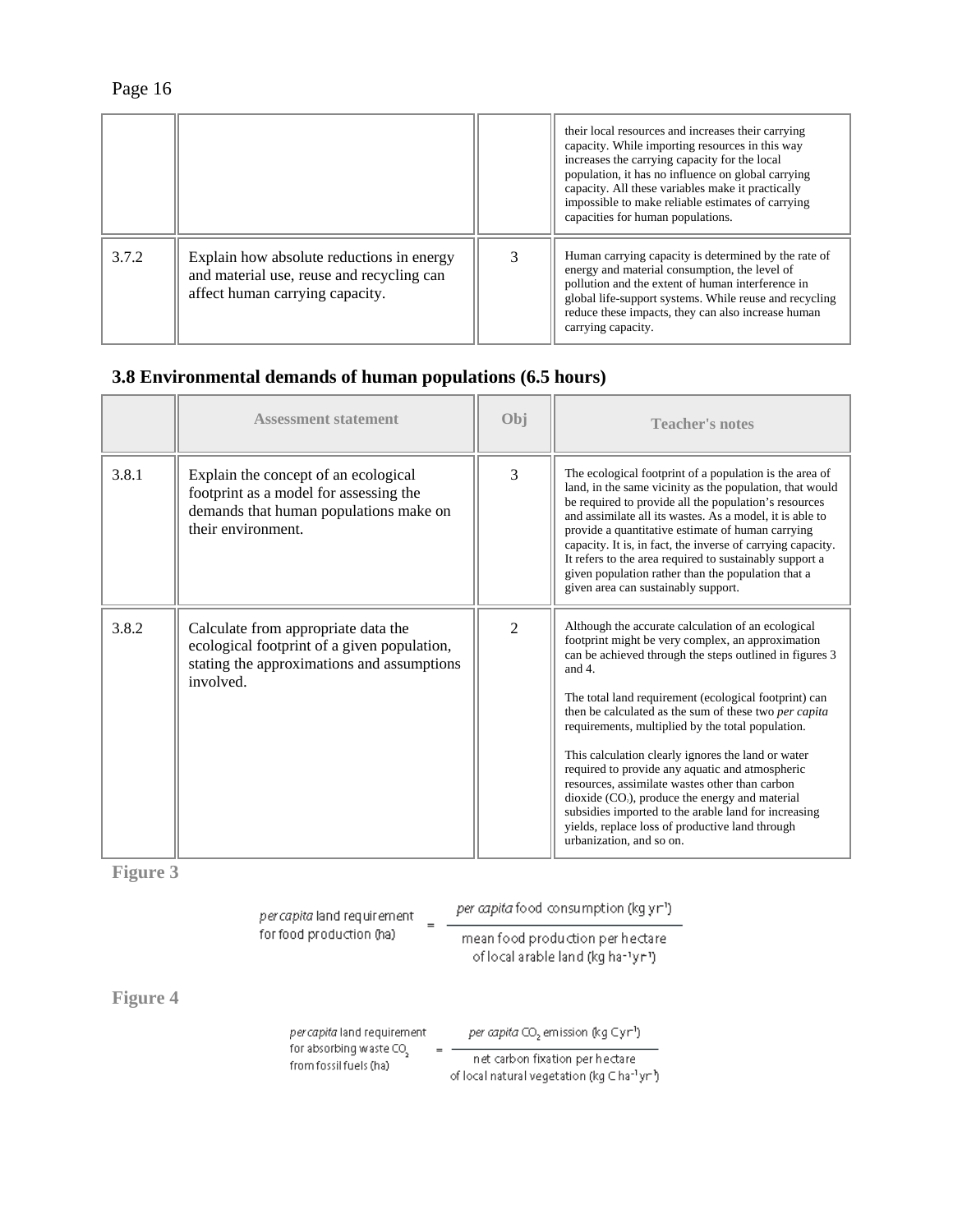| | | | |
|---|---|---|---|
| | | | their local resources and increases their carrying capacity. While importing resources in this way increases the carrying capacity for the local population, it has no influence on global carrying capacity. All these variables make it practically impossible to make reliable estimates of carrying capacities for human populations. |
| 3.7.2 | Explain how absolute reductions in energy and material use, reuse and recycling can affect human carrying capacity. | 3 | Human carrying capacity is determined by the rate of energy and material consumption, the level of pollution and the extent of human interference in global life-support systems. While reuse and recycling reduce these impacts, they can also increase human carrying capacity. |

### 3.8 Environmental demands of human populations (6.5 hours)

| | Assessment statement | Obj | Teacher's notes |
|---|---|---|---|
| 3.8.1 | Explain the concept of an ecological footprint as a model for assessing the demands that human populations make on their environment. | 3 | The ecological footprint of a population is the area of land, in the same vicinity as the population, that would be required to provide all the population's resources and assimilate all its wastes. As a model, it is able to provide a quantitative estimate of human carrying capacity. It is, in fact, the inverse of carrying capacity. It refers to the area required to sustainably support a given population rather than the population that a given area can sustainably support. |
| 3.8.2 | Calculate from appropriate data the ecological footprint of a given population, stating the approximations and assumptions involved. | 2 | Although the accurate calculation of an ecological footprint might be very complex, an approximation can be achieved through the steps outlined in figures 3 and 4.<br><br>The total land requirement (ecological footprint) can then be calculated as the sum of these two *per capita* requirements, multiplied by the total population.<br><br>This calculation clearly ignores the land or water required to provide any aquatic and atmospheric resources, assimilate wastes other than carbon dioxide ($CO_2$), produce the energy and material subsidies imported to the arable land for increasing yields, replace loss of productive land through urbanization, and so on. |

**Figure 3**

$$\text{\textit{per capita} land requirement for food production (ha)} = \frac{\text{\textit{per capita} food consumption (kg yr}^{-1}\text{)}}{\text{mean food production per hectare of local arable land (kg ha}^{-1}\text{yr}^{-1}\text{)}}$$

**Figure 4**

$$\text{\textit{per capita} land requirement for absorbing waste } CO_2 \text{ from fossil fuels (ha)} = \frac{\text{\textit{per capita} } CO_2 \text{ emission (kg C yr}^{-1}\text{)}}{\text{net carbon fixation per hectare of local natural vegetation (kg C ha}^{-1}\text{yr}^{-1}\text{)}}$$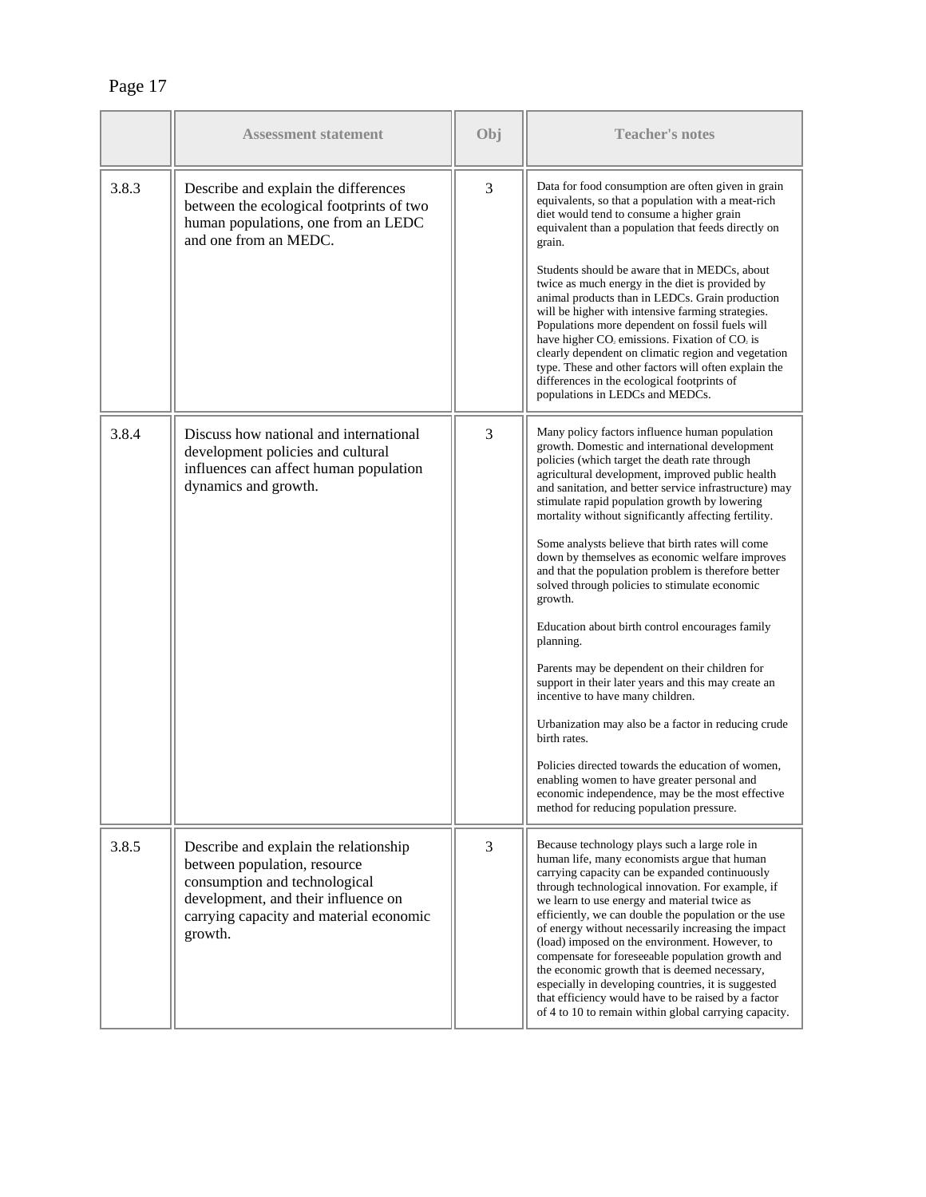| | Assessment statement | Obj | Teacher's notes |
|---|---|---|---|
| 3.8.3 | Describe and explain the differences between the ecological footprints of two human populations, one from an LEDC and one from an MEDC. | 3 | Data for food consumption are often given in grain equivalents, so that a population with a meat-rich diet would tend to consume a higher grain equivalent than a population that feeds directly on grain.<br><br>Students should be aware that in MEDCs, about twice as much energy in the diet is provided by animal products than in LEDCs. Grain production will be higher with intensive farming strategies. Populations more dependent on fossil fuels will have higher $CO_2$ emissions. Fixation of $CO_2$ is clearly dependent on climatic region and vegetation type. These and other factors will often explain the differences in the ecological footprints of populations in LEDCs and MEDCs. |
| 3.8.4 | Discuss how national and international development policies and cultural influences can affect human population dynamics and growth. | 3 | Many policy factors influence human population growth. Domestic and international development policies (which target the death rate through agricultural development, improved public health and sanitation, and better service infrastructure) may stimulate rapid population growth by lowering mortality without significantly affecting fertility.<br><br>Some analysts believe that birth rates will come down by themselves as economic welfare improves and that the population problem is therefore better solved through policies to stimulate economic growth.<br><br>Education about birth control encourages family planning.<br><br>Parents may be dependent on their children for support in their later years and this may create an incentive to have many children.<br><br>Urbanization may also be a factor in reducing crude birth rates.<br><br>Policies directed towards the education of women, enabling women to have greater personal and economic independence, may be the most effective method for reducing population pressure. |
| 3.8.5 | Describe and explain the relationship between population, resource consumption and technological development, and their influence on carrying capacity and material economic growth. | 3 | Because technology plays such a large role in human life, many economists argue that human carrying capacity can be expanded continuously through technological innovation. For example, if we learn to use energy and material twice as efficiently, we can double the population or the use of energy without necessarily increasing the impact (load) imposed on the environment. However, to compensate for foreseeable population growth and the economic growth that is deemed necessary, especially in developing countries, it is suggested that efficiency would have to be raised by a factor of 4 to 10 to remain within global carrying capacity. |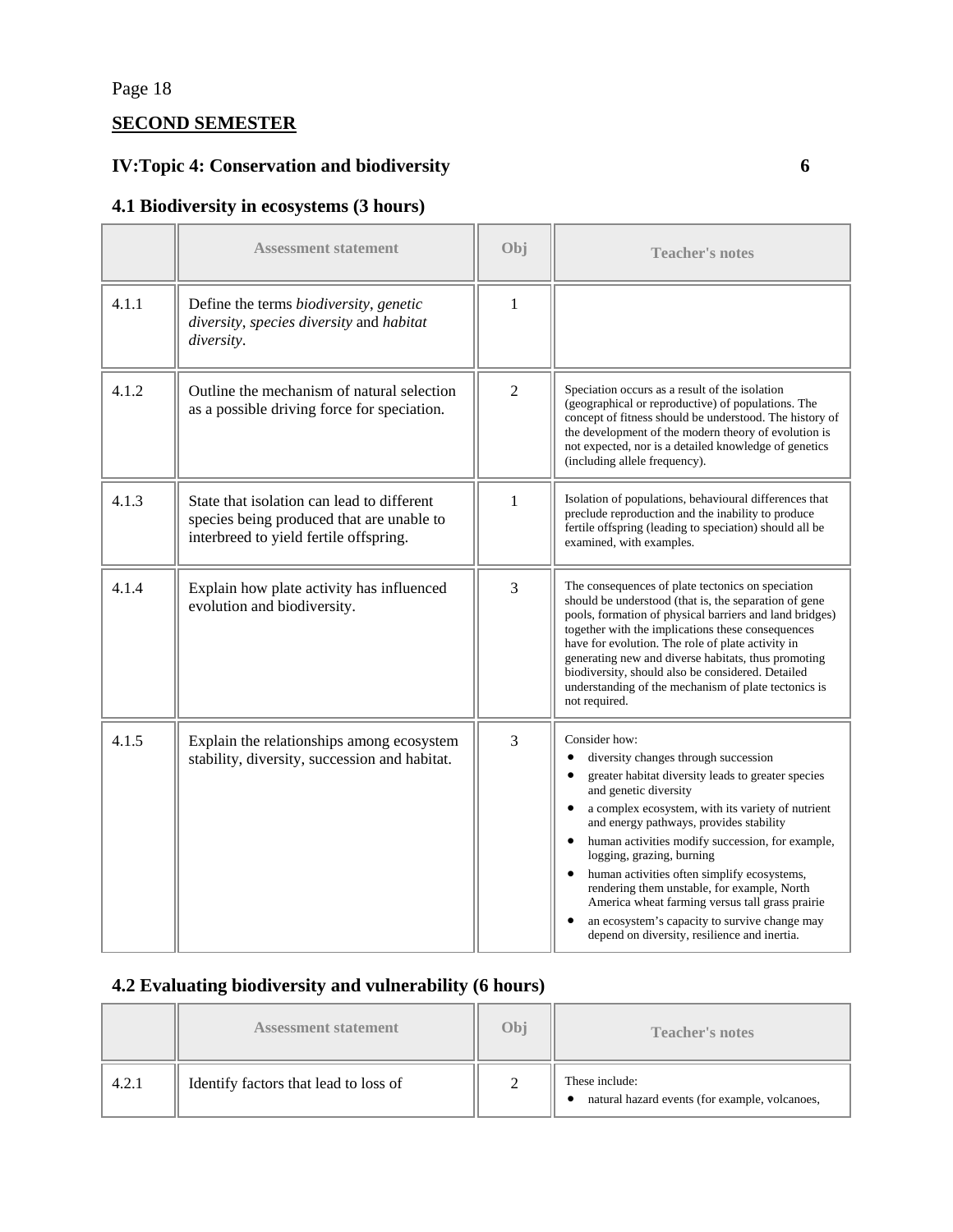**SECOND SEMESTER**

## IV:Topic 4: Conservation and biodiversity 6

### 4.1 Biodiversity in ecosystems (3 hours)

| | Assessment statement | Obj | Teacher's notes |
|---|---|---|---|
| 4.1.1 | Define the terms *biodiversity*, *genetic diversity*, *species diversity* and *habitat diversity*. | 1 | |
| 4.1.2 | Outline the mechanism of natural selection as a possible driving force for speciation. | 2 | Speciation occurs as a result of the isolation (geographical or reproductive) of populations. The concept of fitness should be understood. The history of the development of the modern theory of evolution is not expected, nor is a detailed knowledge of genetics (including allele frequency). |
| 4.1.3 | State that isolation can lead to different species being produced that are unable to interbreed to yield fertile offspring. | 1 | Isolation of populations, behavioural differences that preclude reproduction and the inability to produce fertile offspring (leading to speciation) should all be examined, with examples. |
| 4.1.4 | Explain how plate activity has influenced evolution and biodiversity. | 3 | The consequences of plate tectonics on speciation should be understood (that is, the separation of gene pools, formation of physical barriers and land bridges) together with the implications these consequences have for evolution. The role of plate activity in generating new and diverse habitats, thus promoting biodiversity, should also be considered. Detailed understanding of the mechanism of plate tectonics is not required. |
| 4.1.5 | Explain the relationships among ecosystem stability, diversity, succession and habitat. | 3 | Consider how:<br>• diversity changes through succession<br>• greater habitat diversity leads to greater species and genetic diversity<br>• a complex ecosystem, with its variety of nutrient and energy pathways, provides stability<br>• human activities modify succession, for example, logging, grazing, burning<br>• human activities often simplify ecosystems, rendering them unstable, for example, North America wheat farming versus tall grass prairie<br>• an ecosystem's capacity to survive change may depend on diversity, resilience and inertia. |

### 4.2 Evaluating biodiversity and vulnerability (6 hours)

| | Assessment statement | Obj | Teacher's notes |
|---|---|---|---|
| 4.2.1 | Identify factors that lead to loss of | 2 | These include:<br>• natural hazard events (for example, volcanoes, |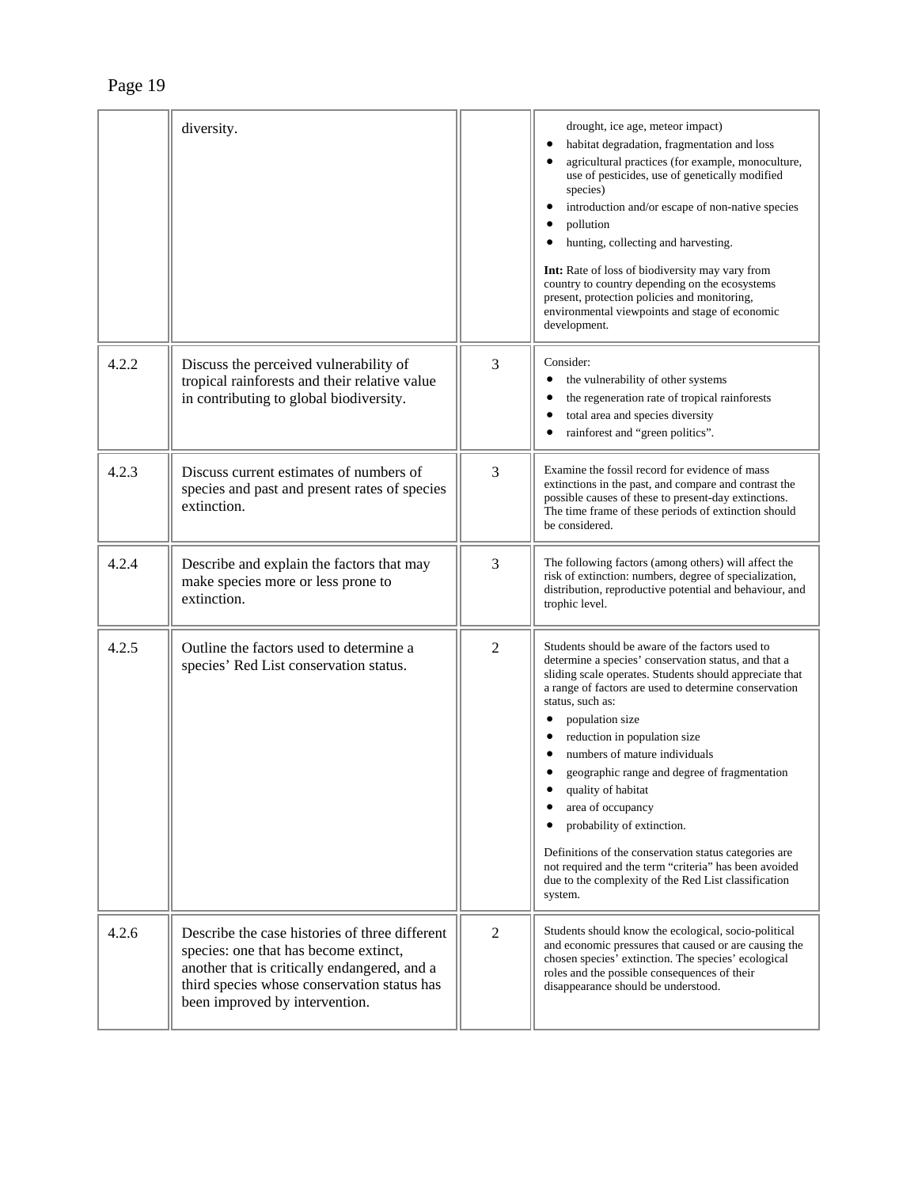| | | | |
|---|---|---|---|
| | diversity. | | drought, ice age, meteor impact)<br>• habitat degradation, fragmentation and loss<br>• agricultural practices (for example, monoculture, use of pesticides, use of genetically modified species)<br>• introduction and/or escape of non-native species<br>• pollution<br>• hunting, collecting and harvesting.<br><br>**Int:** Rate of loss of biodiversity may vary from country to country depending on the ecosystems present, protection policies and monitoring, environmental viewpoints and stage of economic development. |
| 4.2.2 | Discuss the perceived vulnerability of tropical rainforests and their relative value in contributing to global biodiversity. | 3 | Consider:<br>• the vulnerability of other systems<br>• the regeneration rate of tropical rainforests<br>• total area and species diversity<br>• rainforest and "green politics". |
| 4.2.3 | Discuss current estimates of numbers of species and past and present rates of species extinction. | 3 | Examine the fossil record for evidence of mass extinctions in the past, and compare and contrast the possible causes of these to present-day extinctions. The time frame of these periods of extinction should be considered. |
| 4.2.4 | Describe and explain the factors that may make species more or less prone to extinction. | 3 | The following factors (among others) will affect the risk of extinction: numbers, degree of specialization, distribution, reproductive potential and behaviour, and trophic level. |
| 4.2.5 | Outline the factors used to determine a species' Red List conservation status. | 2 | Students should be aware of the factors used to determine a species' conservation status, and that a sliding scale operates. Students should appreciate that a range of factors are used to determine conservation status, such as:<br>• population size<br>• reduction in population size<br>• numbers of mature individuals<br>• geographic range and degree of fragmentation<br>• quality of habitat<br>• area of occupancy<br>• probability of extinction.<br><br>Definitions of the conservation status categories are not required and the term "criteria" has been avoided due to the complexity of the Red List classification system. |
| 4.2.6 | Describe the case histories of three different species: one that has become extinct, another that is critically endangered, and a third species whose conservation status has been improved by intervention. | 2 | Students should know the ecological, socio-political and economic pressures that caused or are causing the chosen species' extinction. The species' ecological roles and the possible consequences of their disappearance should be understood. |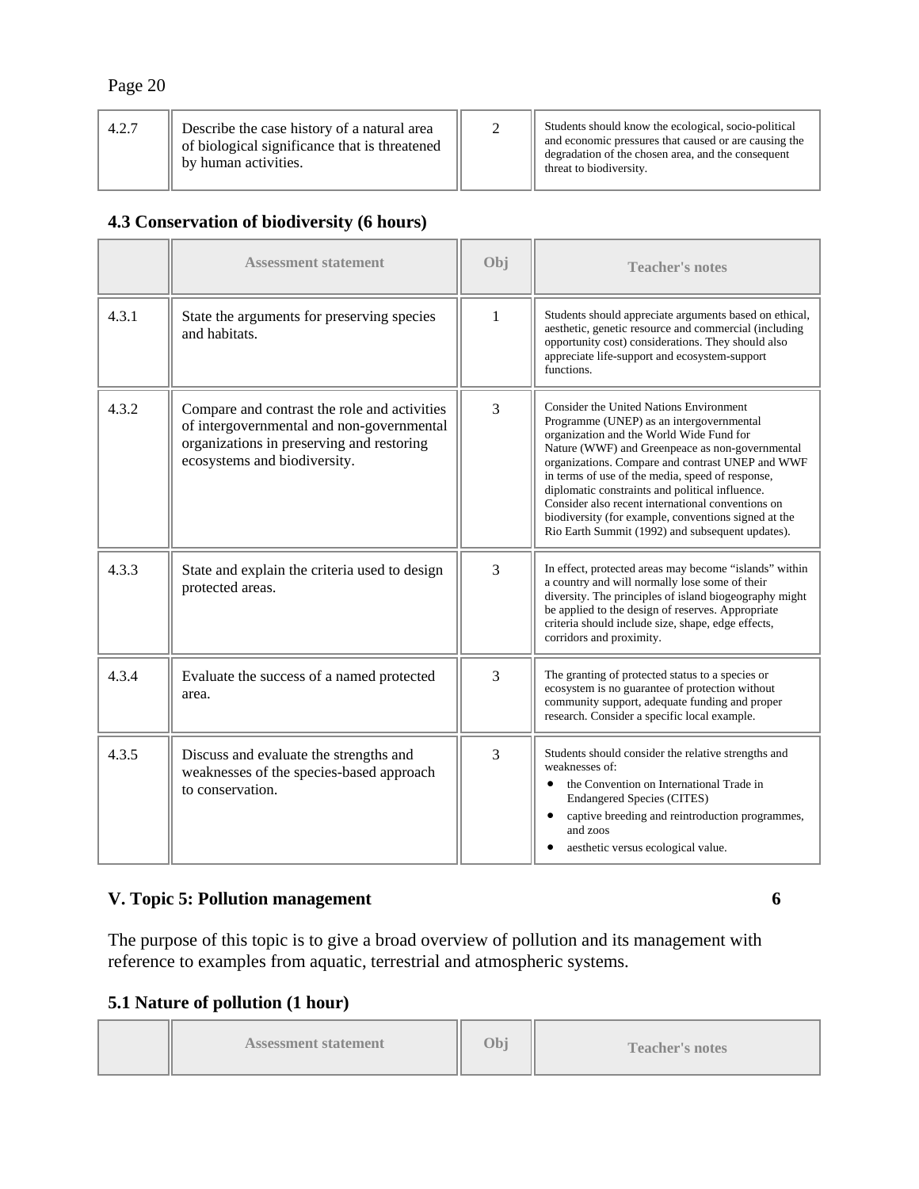| | | | |
|---|---|---|---|
| 4.2.7 | Describe the case history of a natural area of biological significance that is threatened by human activities. | 2 | Students should know the ecological, socio-political and economic pressures that caused or are causing the degradation of the chosen area, and the consequent threat to biodiversity. |

### 4.3 Conservation of biodiversity (6 hours)

| | Assessment statement | Obj | Teacher's notes |
|---|---|---|---|
| 4.3.1 | State the arguments for preserving species and habitats. | 1 | Students should appreciate arguments based on ethical, aesthetic, genetic resource and commercial (including opportunity cost) considerations. They should also appreciate life-support and ecosystem-support functions. |
| 4.3.2 | Compare and contrast the role and activities of intergovernmental and non-governmental organizations in preserving and restoring ecosystems and biodiversity. | 3 | Consider the United Nations Environment Programme (UNEP) as an intergovernmental organization and the World Wide Fund for Nature (WWF) and Greenpeace as non-governmental organizations. Compare and contrast UNEP and WWF in terms of use of the media, speed of response, diplomatic constraints and political influence. Consider also recent international conventions on biodiversity (for example, conventions signed at the Rio Earth Summit (1992) and subsequent updates). |
| 4.3.3 | State and explain the criteria used to design protected areas. | 3 | In effect, protected areas may become "islands" within a country and will normally lose some of their diversity. The principles of island biogeography might be applied to the design of reserves. Appropriate criteria should include size, shape, edge effects, corridors and proximity. |
| 4.3.4 | Evaluate the success of a named protected area. | 3 | The granting of protected status to a species or ecosystem is no guarantee of protection without community support, adequate funding and proper research. Consider a specific local example. |
| 4.3.5 | Discuss and evaluate the strengths and weaknesses of the species-based approach to conservation. | 3 | Students should consider the relative strengths and weaknesses of: <br>• the Convention on International Trade in Endangered Species (CITES) <br>• captive breeding and reintroduction programmes, and zoos <br>• aesthetic versus ecological value. |

## V. Topic 5: Pollution management 6

The purpose of this topic is to give a broad overview of pollution and its management with reference to examples from aquatic, terrestrial and atmospheric systems.

### 5.1 Nature of pollution (1 hour)

| | Assessment statement | Obj | Teacher's notes |
|---|---|---|---|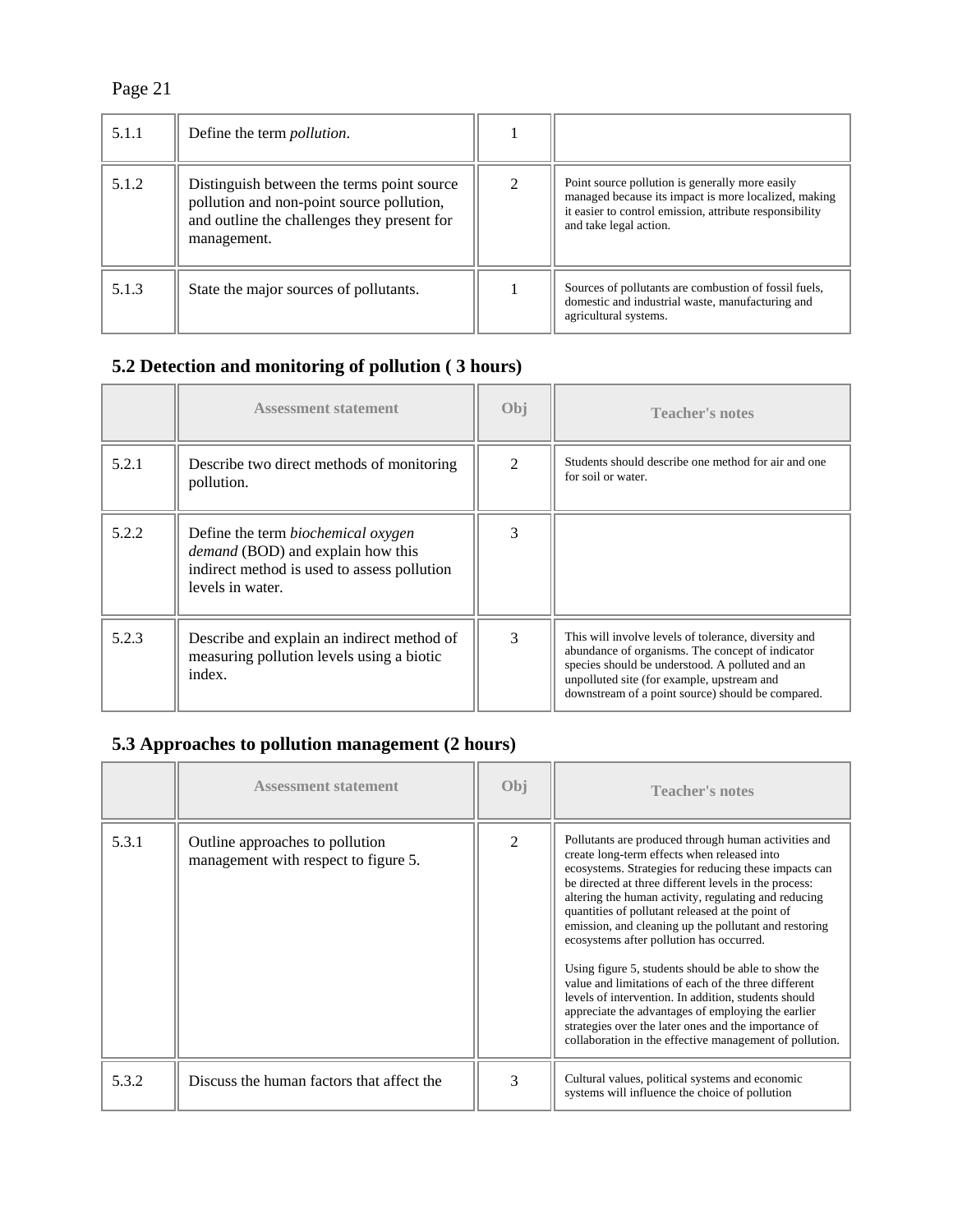| | | | |
|---|---|---|---|
| 5.1.1 | Define the term *pollution*. | 1 | |
| 5.1.2 | Distinguish between the terms point source pollution and non-point source pollution, and outline the challenges they present for management. | 2 | Point source pollution is generally more easily managed because its impact is more localized, making it easier to control emission, attribute responsibility and take legal action. |
| 5.1.3 | State the major sources of pollutants. | 1 | Sources of pollutants are combustion of fossil fuels, domestic and industrial waste, manufacturing and agricultural systems. |

## 5.2 Detection and monitoring of pollution ( 3 hours)

| | Assessment statement | Obj | Teacher's notes |
|---|---|---|---|
| 5.2.1 | Describe two direct methods of monitoring pollution. | 2 | Students should describe one method for air and one for soil or water. |
| 5.2.2 | Define the term *biochemical oxygen demand* (BOD) and explain how this indirect method is used to assess pollution levels in water. | 3 | |
| 5.2.3 | Describe and explain an indirect method of measuring pollution levels using a biotic index. | 3 | This will involve levels of tolerance, diversity and abundance of organisms. The concept of indicator species should be understood. A polluted and an unpolluted site (for example, upstream and downstream of a point source) should be compared. |

## 5.3 Approaches to pollution management (2 hours)

| | Assessment statement | Obj | Teacher's notes |
|---|---|---|---|
| 5.3.1 | Outline approaches to pollution management with respect to figure 5. | 2 | Pollutants are produced through human activities and create long-term effects when released into ecosystems. Strategies for reducing these impacts can be directed at three different levels in the process: altering the human activity, regulating and reducing quantities of pollutant released at the point of emission, and cleaning up the pollutant and restoring ecosystems after pollution has occurred.<br><br>Using figure 5, students should be able to show the value and limitations of each of the three different levels of intervention. In addition, students should appreciate the advantages of employing the earlier strategies over the later ones and the importance of collaboration in the effective management of pollution. |
| 5.3.2 | Discuss the human factors that affect the | 3 | Cultural values, political systems and economic systems will influence the choice of pollution |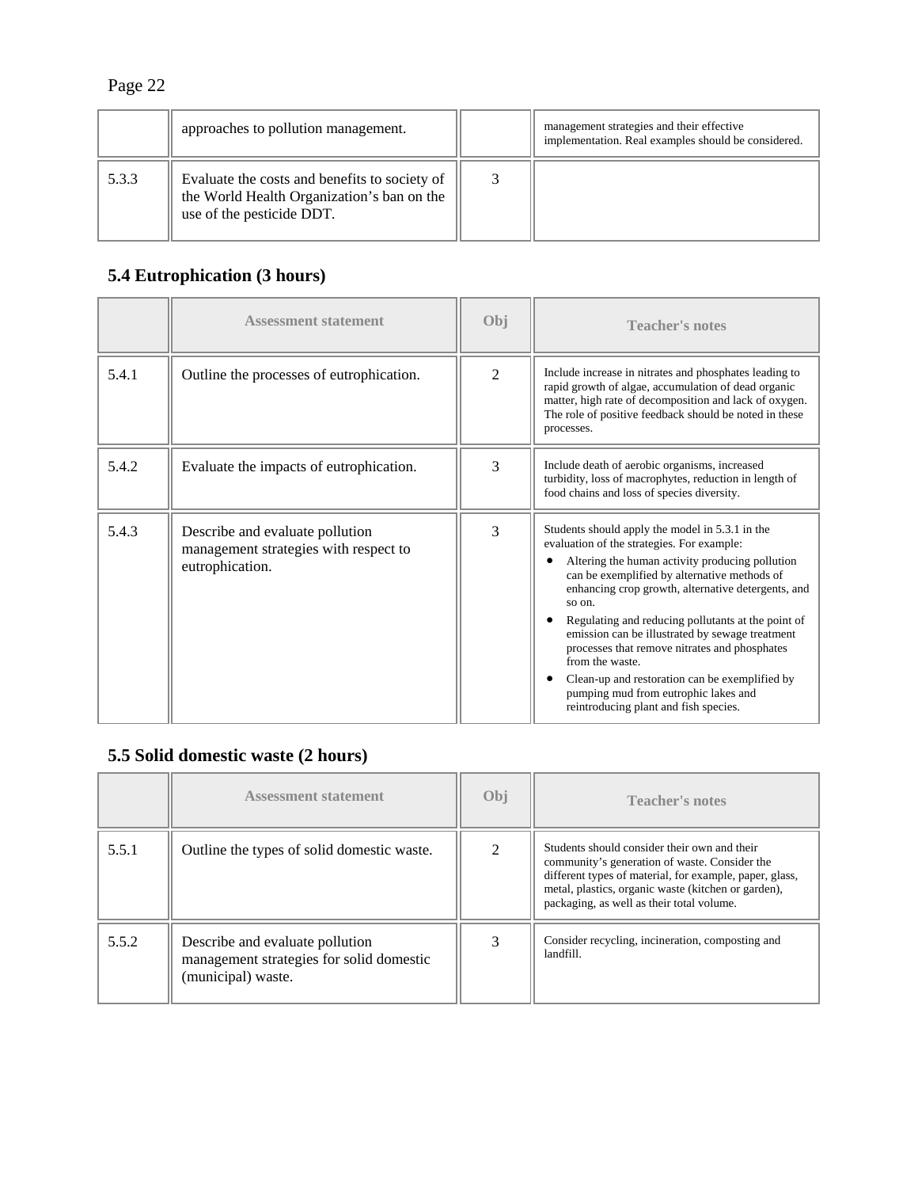| | | | |
|---|---|---|---|
| | approaches to pollution management. | | management strategies and their effective implementation. Real examples should be considered. |
| 5.3.3 | Evaluate the costs and benefits to society of the World Health Organization's ban on the use of the pesticide DDT. | 3 | |

## 5.4 Eutrophication (3 hours)

| | Assessment statement | Obj | Teacher's notes |
|---|---|---|---|
| 5.4.1 | Outline the processes of eutrophication. | 2 | Include increase in nitrates and phosphates leading to rapid growth of algae, accumulation of dead organic matter, high rate of decomposition and lack of oxygen. The role of positive feedback should be noted in these processes. |
| 5.4.2 | Evaluate the impacts of eutrophication. | 3 | Include death of aerobic organisms, increased turbidity, loss of macrophytes, reduction in length of food chains and loss of species diversity. |
| 5.4.3 | Describe and evaluate pollution management strategies with respect to eutrophication. | 3 | Students should apply the model in 5.3.1 in the evaluation of the strategies. For example: <br>• Altering the human activity producing pollution can be exemplified by alternative methods of enhancing crop growth, alternative detergents, and so on. <br>• Regulating and reducing pollutants at the point of emission can be illustrated by sewage treatment processes that remove nitrates and phosphates from the waste. <br>• Clean-up and restoration can be exemplified by pumping mud from eutrophic lakes and reintroducing plant and fish species. |

## 5.5 Solid domestic waste (2 hours)

| | Assessment statement | Obj | Teacher's notes |
|---|---|---|---|
| 5.5.1 | Outline the types of solid domestic waste. | 2 | Students should consider their own and their community's generation of waste. Consider the different types of material, for example, paper, glass, metal, plastics, organic waste (kitchen or garden), packaging, as well as their total volume. |
| 5.5.2 | Describe and evaluate pollution management strategies for solid domestic (municipal) waste. | 3 | Consider recycling, incineration, composting and landfill. |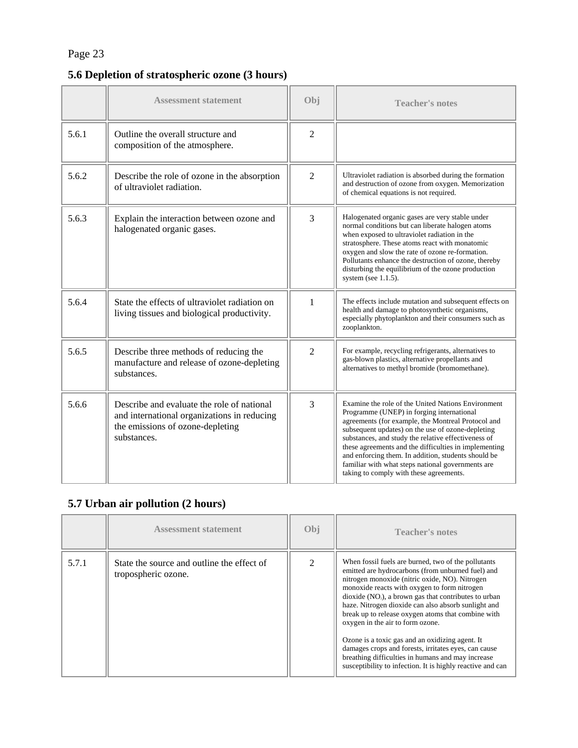## 5.6 Depletion of stratospheric ozone (3 hours)

| | Assessment statement | Obj | Teacher's notes |
|---|---|---|---|
| 5.6.1 | Outline the overall structure and composition of the atmosphere. | 2 | |
| 5.6.2 | Describe the role of ozone in the absorption of ultraviolet radiation. | 2 | Ultraviolet radiation is absorbed during the formation and destruction of ozone from oxygen. Memorization of chemical equations is not required. |
| 5.6.3 | Explain the interaction between ozone and halogenated organic gases. | 3 | Halogenated organic gases are very stable under normal conditions but can liberate halogen atoms when exposed to ultraviolet radiation in the stratosphere. These atoms react with monatomic oxygen and slow the rate of ozone re-formation. Pollutants enhance the destruction of ozone, thereby disturbing the equilibrium of the ozone production system (see 1.1.5). |
| 5.6.4 | State the effects of ultraviolet radiation on living tissues and biological productivity. | 1 | The effects include mutation and subsequent effects on health and damage to photosynthetic organisms, especially phytoplankton and their consumers such as zooplankton. |
| 5.6.5 | Describe three methods of reducing the manufacture and release of ozone-depleting substances. | 2 | For example, recycling refrigerants, alternatives to gas-blown plastics, alternative propellants and alternatives to methyl bromide (bromomethane). |
| 5.6.6 | Describe and evaluate the role of national and international organizations in reducing the emissions of ozone-depleting substances. | 3 | Examine the role of the United Nations Environment Programme (UNEP) in forging international agreements (for example, the Montreal Protocol and subsequent updates) on the use of ozone-depleting substances, and study the relative effectiveness of these agreements and the difficulties in implementing and enforcing them. In addition, students should be familiar with what steps national governments are taking to comply with these agreements. |

## 5.7 Urban air pollution (2 hours)

| | Assessment statement | Obj | Teacher's notes |
|---|---|---|---|
| 5.7.1 | State the source and outline the effect of tropospheric ozone. | 2 | When fossil fuels are burned, two of the pollutants emitted are hydrocarbons (from unburned fuel) and nitrogen monoxide (nitric oxide, NO). Nitrogen monoxide reacts with oxygen to form nitrogen dioxide ($NO_2$), a brown gas that contributes to urban haze. Nitrogen dioxide can also absorb sunlight and break up to release oxygen atoms that combine with oxygen in the air to form ozone.<br><br>Ozone is a toxic gas and an oxidizing agent. It damages crops and forests, irritates eyes, can cause breathing difficulties in humans and may increase susceptibility to infection. It is highly reactive and can |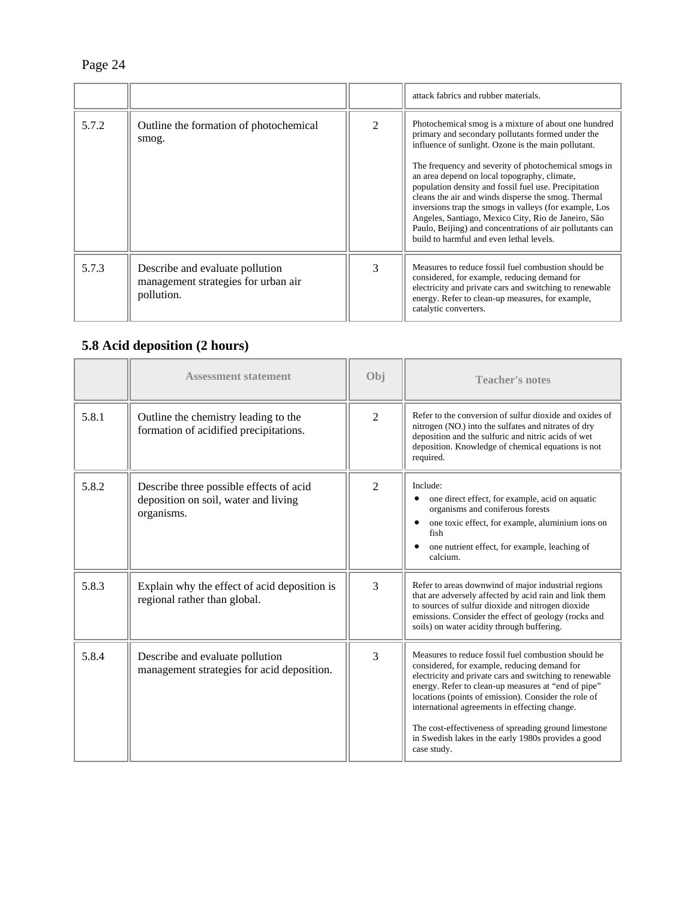|  |  |  | attack fabrics and rubber materials. |
| --- | --- | --- | --- |
| 5.7.2 | Outline the formation of photochemical smog. | 2 | Photochemical smog is a mixture of about one hundred primary and secondary pollutants formed under the influence of sunlight. Ozone is the main pollutant.<br><br>The frequency and severity of photochemical smogs in an area depend on local topography, climate, population density and fossil fuel use. Precipitation cleans the air and winds disperse the smog. Thermal inversions trap the smogs in valleys (for example, Los Angeles, Santiago, Mexico City, Rio de Janeiro, São Paulo, Beijing) and concentrations of air pollutants can build to harmful and even lethal levels. |
| 5.7.3 | Describe and evaluate pollution management strategies for urban air pollution. | 3 | Measures to reduce fossil fuel combustion should be considered, for example, reducing demand for electricity and private cars and switching to renewable energy. Refer to clean-up measures, for example, catalytic converters. |

## 5.8 Acid deposition (2 hours)

|  | Assessment statement | Obj | Teacher's notes |
| --- | --- | --- | --- |
| 5.8.1 | Outline the chemistry leading to the formation of acidified precipitations. | 2 | Refer to the conversion of sulfur dioxide and oxides of nitrogen ($NO_x$) into the sulfates and nitrates of dry deposition and the sulfuric and nitric acids of wet deposition. Knowledge of chemical equations is not required. |
| 5.8.2 | Describe three possible effects of acid deposition on soil, water and living organisms. | 2 | Include:<br>• one direct effect, for example, acid on aquatic organisms and coniferous forests<br>• one toxic effect, for example, aluminium ions on fish<br>• one nutrient effect, for example, leaching of calcium. |
| 5.8.3 | Explain why the effect of acid deposition is regional rather than global. | 3 | Refer to areas downwind of major industrial regions that are adversely affected by acid rain and link them to sources of sulfur dioxide and nitrogen dioxide emissions. Consider the effect of geology (rocks and soils) on water acidity through buffering. |
| 5.8.4 | Describe and evaluate pollution management strategies for acid deposition. | 3 | Measures to reduce fossil fuel combustion should be considered, for example, reducing demand for electricity and private cars and switching to renewable energy. Refer to clean-up measures at “end of pipe” locations (points of emission). Consider the role of international agreements in effecting change.<br><br>The cost-effectiveness of spreading ground limestone in Swedish lakes in the early 1980s provides a good case study. |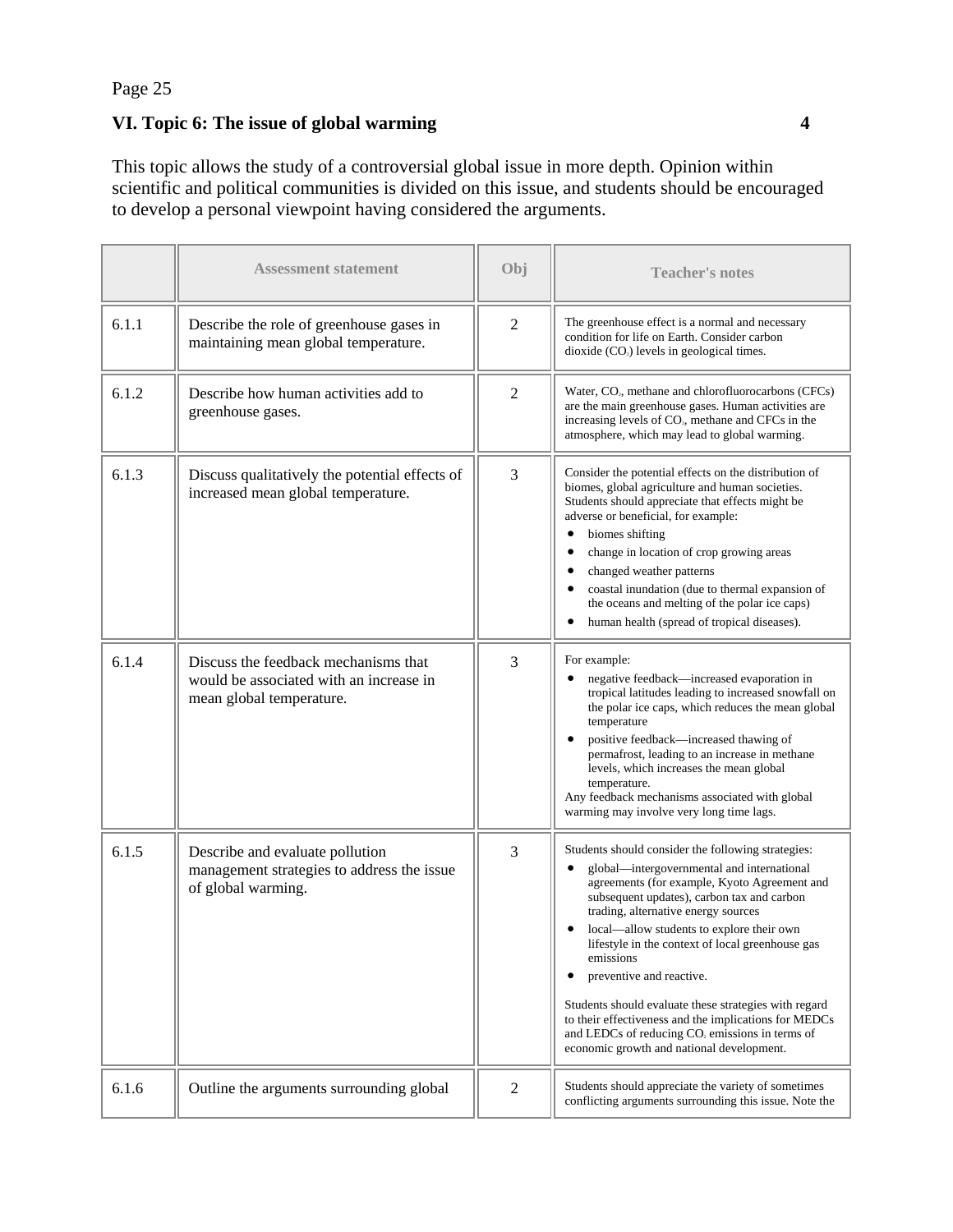## VI. Topic 6: The issue of global warming 4

This topic allows the study of a controversial global issue in more depth. Opinion within scientific and political communities is divided on this issue, and students should be encouraged to develop a personal viewpoint having considered the arguments.

| | Assessment statement | Obj | Teacher's notes |
|---|---|---|---|
| 6.1.1 | Describe the role of greenhouse gases in maintaining mean global temperature. | 2 | The greenhouse effect is a normal and necessary condition for life on Earth. Consider carbon dioxide ($CO_2$) levels in geological times. |
| 6.1.2 | Describe how human activities add to greenhouse gases. | 2 | Water, $CO_2$, methane and chlorofluorocarbons (CFCs) are the main greenhouse gases. Human activities are increasing levels of $CO_2$, methane and CFCs in the atmosphere, which may lead to global warming. |
| 6.1.3 | Discuss qualitatively the potential effects of increased mean global temperature. | 3 | Consider the potential effects on the distribution of biomes, global agriculture and human societies. Students should appreciate that effects might be adverse or beneficial, for example: <br>• biomes shifting <br>• change in location of crop growing areas <br>• changed weather patterns <br>• coastal inundation (due to thermal expansion of the oceans and melting of the polar ice caps) <br>• human health (spread of tropical diseases). |
| 6.1.4 | Discuss the feedback mechanisms that would be associated with an increase in mean global temperature. | 3 | For example: <br>• negative feedback—increased evaporation in tropical latitudes leading to increased snowfall on the polar ice caps, which reduces the mean global temperature <br>• positive feedback—increased thawing of permafrost, leading to an increase in methane levels, which increases the mean global temperature. <br>Any feedback mechanisms associated with global warming may involve very long time lags. |
| 6.1.5 | Describe and evaluate pollution management strategies to address the issue of global warming. | 3 | Students should consider the following strategies: <br>• global—intergovernmental and international agreements (for example, Kyoto Agreement and subsequent updates), carbon tax and carbon trading, alternative energy sources <br>• local—allow students to explore their own lifestyle in the context of local greenhouse gas emissions <br>• preventive and reactive. <br><br>Students should evaluate these strategies with regard to their effectiveness and the implications for MEDCs and LEDCs of reducing $CO_2$ emissions in terms of economic growth and national development. |
| 6.1.6 | Outline the arguments surrounding global | 2 | Students should appreciate the variety of sometimes conflicting arguments surrounding this issue. Note the |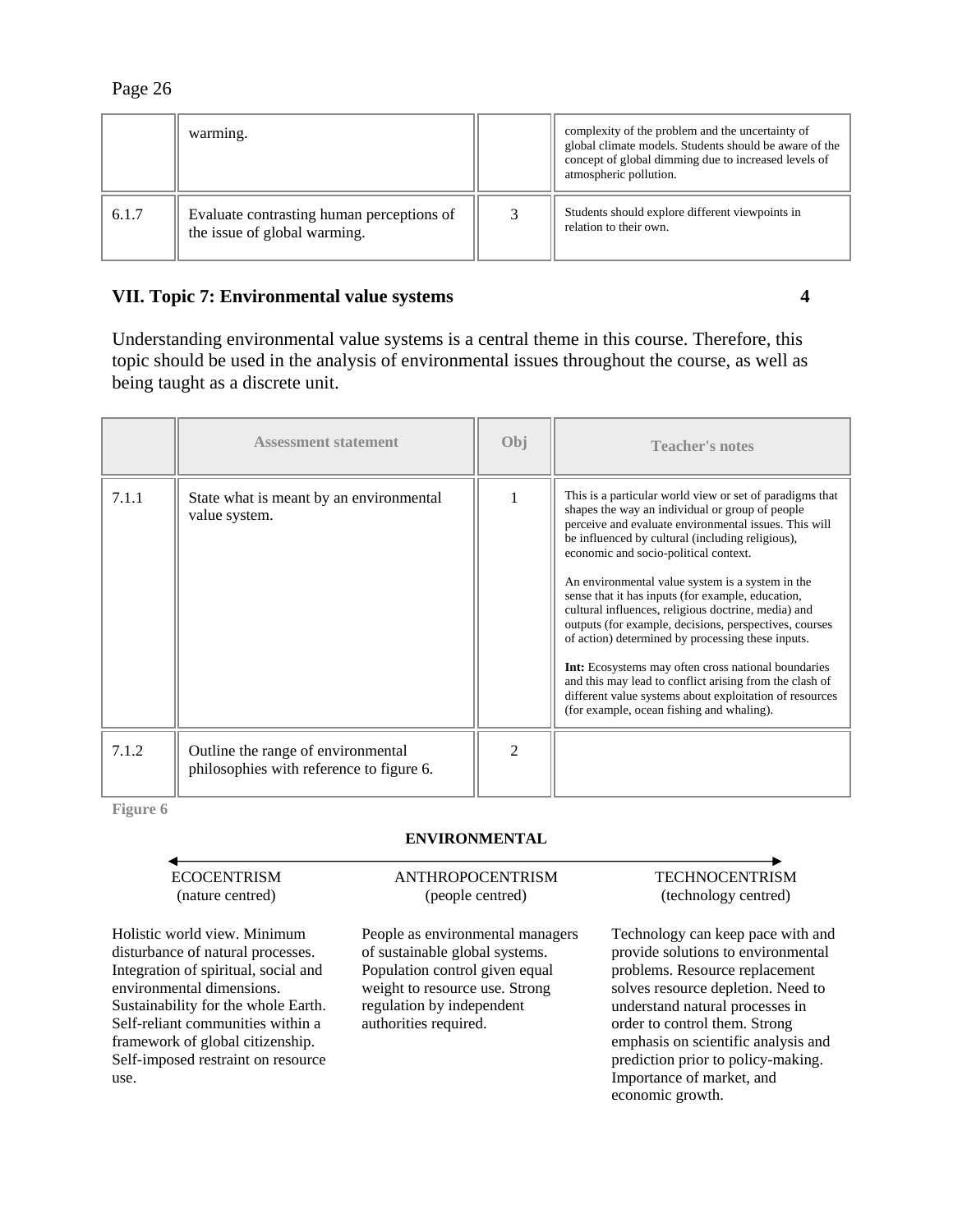| | warming. | | complexity of the problem and the uncertainty of global climate models. Students should be aware of the concept of global dimming due to increased levels of atmospheric pollution. |
|---|---|---|---|
| 6.1.7 | Evaluate contrasting human perceptions of the issue of global warming. | 3 | Students should explore different viewpoints in relation to their own. |

## VII. Topic 7: Environmental value systems 4

Understanding environmental value systems is a central theme in this course. Therefore, this topic should be used in the analysis of environmental issues throughout the course, as well as being taught as a discrete unit.

| | Assessment statement | Obj | Teacher's notes |
|---|---|---|---|
| 7.1.1 | State what is meant by an environmental value system. | 1 | This is a particular world view or set of paradigms that shapes the way an individual or group of people perceive and evaluate environmental issues. This will be influenced by cultural (including religious), economic and socio-political context.<br><br>An environmental value system is a system in the sense that it has inputs (for example, education, cultural influences, religious doctrine, media) and outputs (for example, decisions, perspectives, courses of action) determined by processing these inputs.<br><br>**Int:** Ecosystems may often cross national boundaries and this may lead to conflict arising from the clash of different value systems about exploitation of resources (for example, ocean fishing and whaling). |
| 7.1.2 | Outline the range of environmental philosophies with reference to figure 6. | 2 | |

**Figure 6**

**ENVIRONMENTAL**

| ECOCENTRISM (nature centred) | ANTHROPOCENTRISM (people centred) | TECHNOCENTRISM (technology centred) |
|---|---|---|
| Holistic world view. Minimum disturbance of natural processes. Integration of spiritual, social and environmental dimensions. Sustainability for the whole Earth. Self-reliant communities within a framework of global citizenship. Self-imposed restraint on resource use. | People as environmental managers of sustainable global systems. Population control given equal weight to resource use. Strong regulation by independent authorities required. | Technology can keep pace with and provide solutions to environmental problems. Resource replacement solves resource depletion. Need to understand natural processes in order to control them. Strong emphasis on scientific analysis and prediction prior to policy-making. Importance of market, and economic growth. |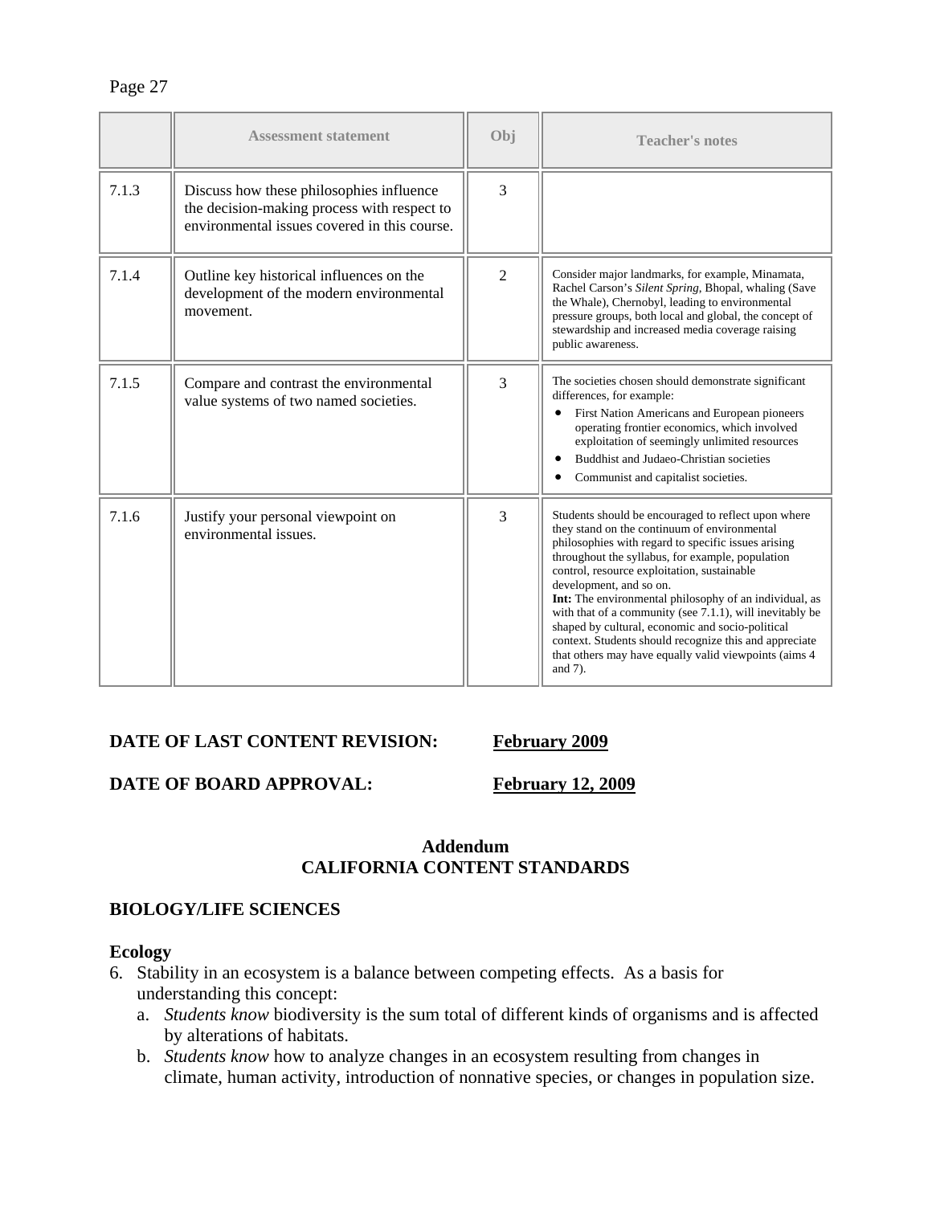| | Assessment statement | Obj | Teacher's notes |
|---|---|---|---|
| 7.1.3 | Discuss how these philosophies influence the decision-making process with respect to environmental issues covered in this course. | 3 | |
| 7.1.4 | Outline key historical influences on the development of the modern environmental movement. | 2 | Consider major landmarks, for example, Minamata, Rachel Carson's *Silent Spring*, Bhopal, whaling (Save the Whale), Chernobyl, leading to environmental pressure groups, both local and global, the concept of stewardship and increased media coverage raising public awareness. |
| 7.1.5 | Compare and contrast the environmental value systems of two named societies. | 3 | The societies chosen should demonstrate significant differences, for example: <br>• First Nation Americans and European pioneers operating frontier economics, which involved exploitation of seemingly unlimited resources <br>• Buddhist and Judaeo-Christian societies <br>• Communist and capitalist societies. |
| 7.1.6 | Justify your personal viewpoint on environmental issues. | 3 | Students should be encouraged to reflect upon where they stand on the continuum of environmental philosophies with regard to specific issues arising throughout the syllabus, for example, population control, resource exploitation, sustainable development, and so on. <br>**Int:** The environmental philosophy of an individual, as with that of a community (see 7.1.1), will inevitably be shaped by cultural, economic and socio-political context. Students should recognize this and appreciate that others may have equally valid viewpoints (aims 4 and 7). |

**DATE OF LAST CONTENT REVISION:** **February 2009**

**DATE OF BOARD APPROVAL:** **February 12, 2009**

## Addendum
## CALIFORNIA CONTENT STANDARDS

### BIOLOGY/LIFE SCIENCES

#### Ecology

6. Stability in an ecosystem is a balance between competing effects. As a basis for understanding this concept:
   a. *Students know* biodiversity is the sum total of different kinds of organisms and is affected by alterations of habitats.
   b. *Students know* how to analyze changes in an ecosystem resulting from changes in climate, human activity, introduction of nonnative species, or changes in population size.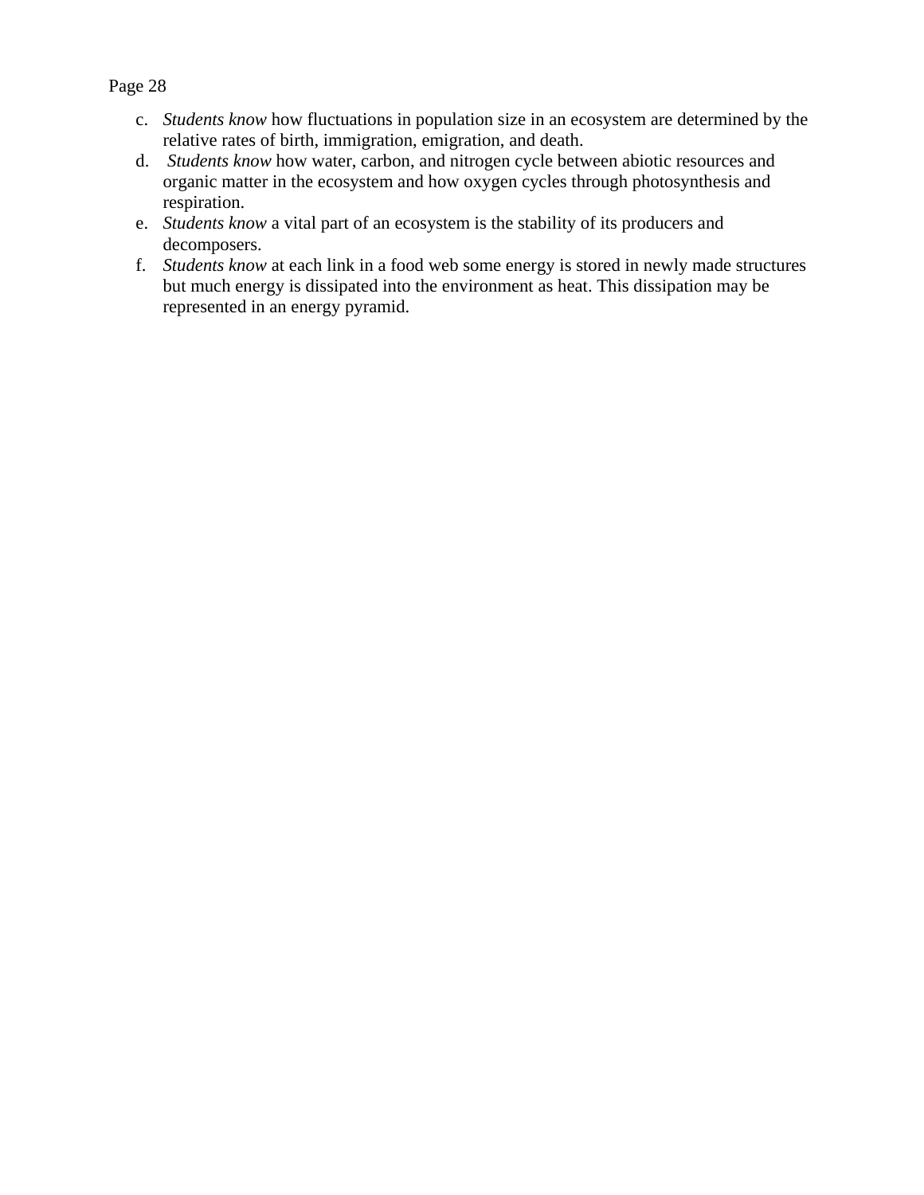c. *Students know* how fluctuations in population size in an ecosystem are determined by the relative rates of birth, immigration, emigration, and death.
d. *Students know* how water, carbon, and nitrogen cycle between abiotic resources and organic matter in the ecosystem and how oxygen cycles through photosynthesis and respiration.
e. *Students know* a vital part of an ecosystem is the stability of its producers and decomposers.
f. *Students know* at each link in a food web some energy is stored in newly made structures but much energy is dissipated into the environment as heat. This dissipation may be represented in an energy pyramid.